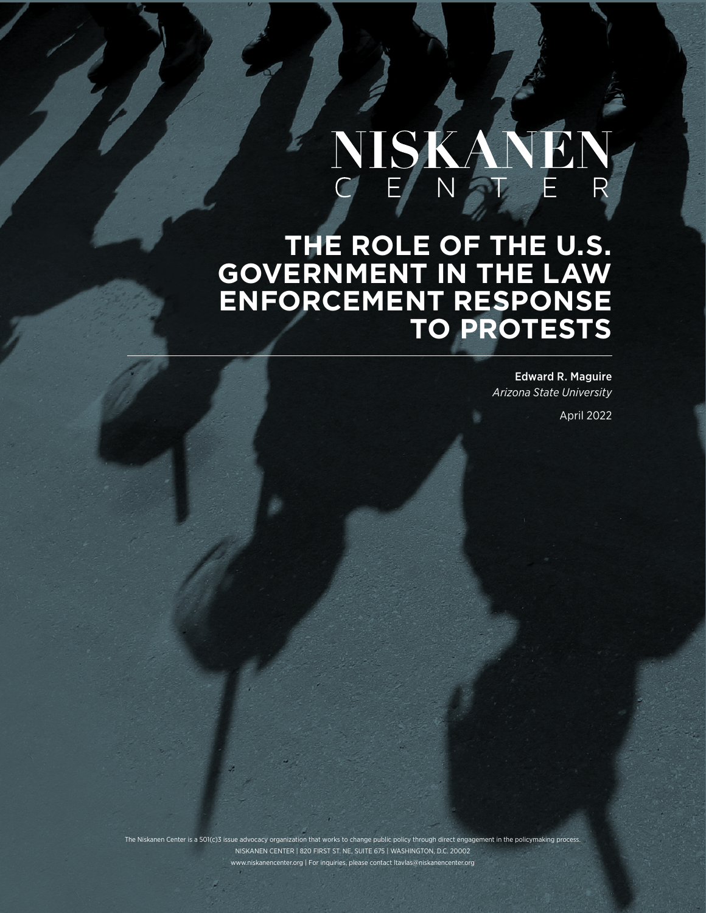NISKANEN
CENTER

# THE ROLE OF THE U.S. GOVERNMENT IN THE LAW ENFORCEMENT RESPONSE TO PROTESTS

Edward R. Maguire
*Arizona State University*

April 2022

The Niskanen Center is a 501(c)3 issue advocacy organization that works to change public policy through direct engagement in the policymaking process.
NISKANEN CENTER | 820 FIRST ST. NE, SUITE 675 | WASHINGTON, D.C. 20002
www.niskanencenter.org | For inquiries, please contact ltavlas@niskanencenter.org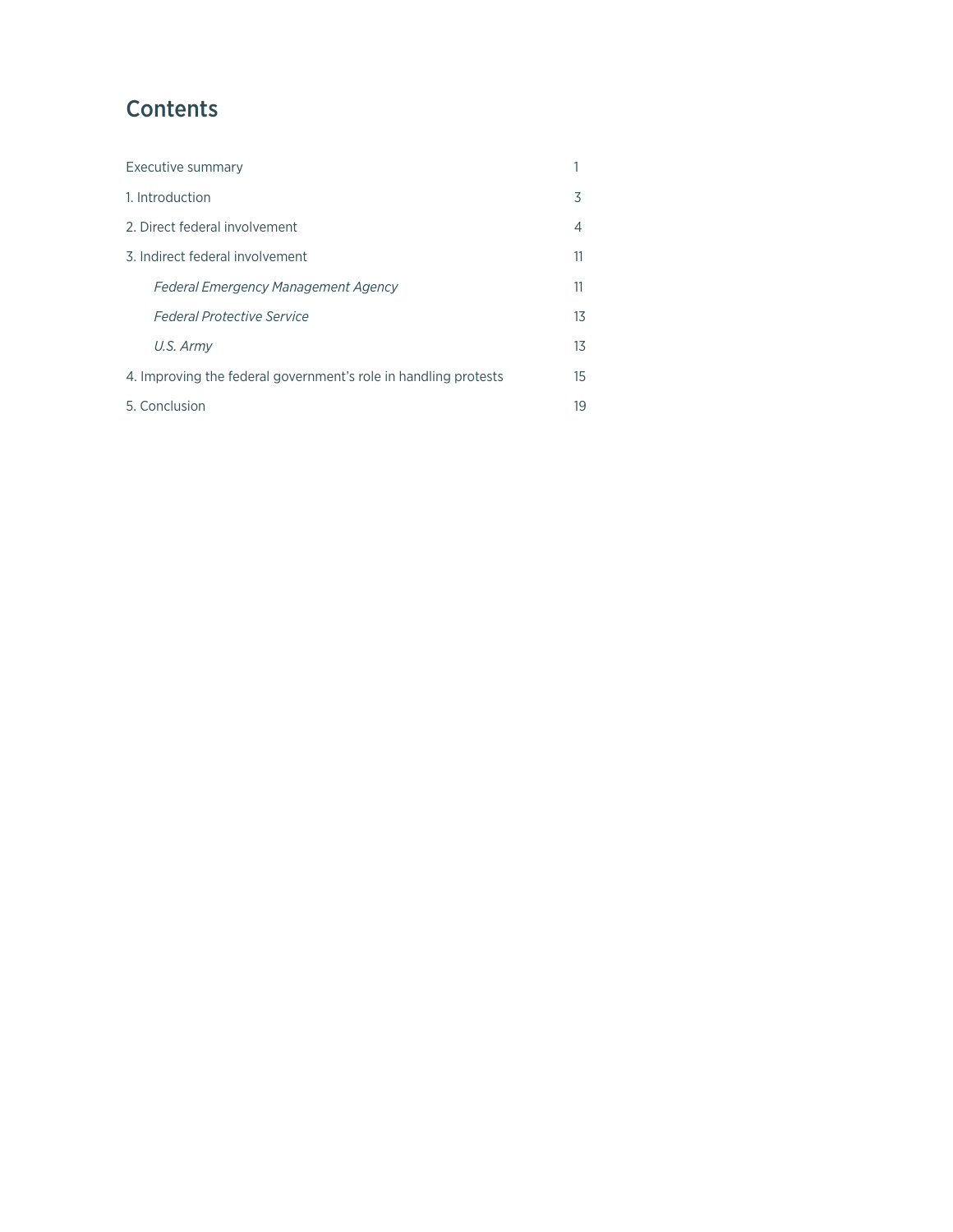## Contents

| | |
|---|---|
| Executive summary | 1 |
| 1. Introduction | 3 |
| 2. Direct federal involvement | 4 |
| 3. Indirect federal involvement | 11 |
| *Federal Emergency Management Agency* | 11 |
| *Federal Protective Service* | 13 |
| *U.S. Army* | 13 |
| 4. Improving the federal government's role in handling protests | 15 |
| 5. Conclusion | 19 |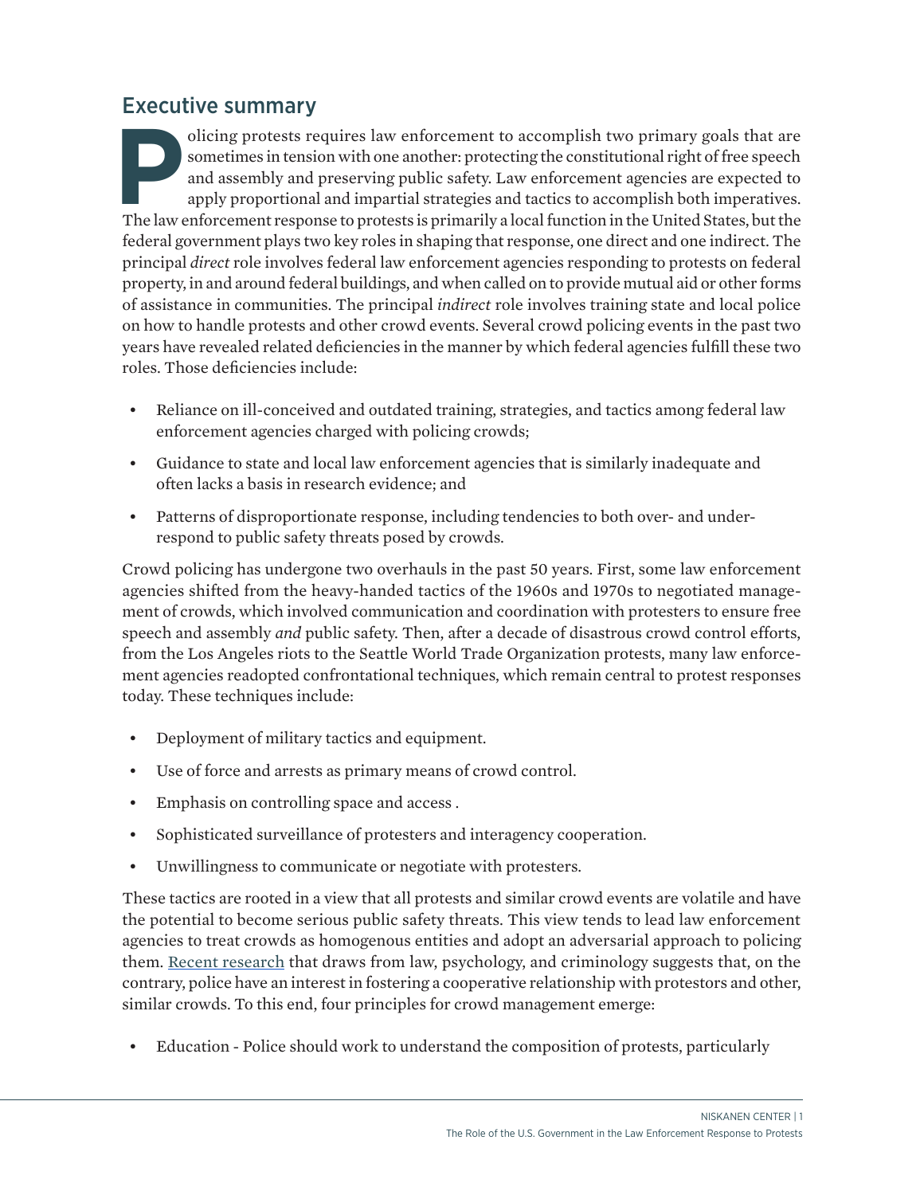## Executive summary

Policing protests requires law enforcement to accomplish two primary goals that are sometimes in tension with one another: protecting the constitutional right of free speech and assembly and preserving public safety. Law enforcement agencies are expected to apply proportional and impartial strategies and tactics to accomplish both imperatives. The law enforcement response to protests is primarily a local function in the United States, but the federal government plays two key roles in shaping that response, one direct and one indirect. The principal *direct* role involves federal law enforcement agencies responding to protests on federal property, in and around federal buildings, and when called on to provide mutual aid or other forms of assistance in communities. The principal *indirect* role involves training state and local police on how to handle protests and other crowd events. Several crowd policing events in the past two years have revealed related deficiencies in the manner by which federal agencies fulfill these two roles. Those deficiencies include:

- Reliance on ill-conceived and outdated training, strategies, and tactics among federal law enforcement agencies charged with policing crowds;
- Guidance to state and local law enforcement agencies that is similarly inadequate and often lacks a basis in research evidence; and
- Patterns of disproportionate response, including tendencies to both over- and under-respond to public safety threats posed by crowds.

Crowd policing has undergone two overhauls in the past 50 years. First, some law enforcement agencies shifted from the heavy-handed tactics of the 1960s and 1970s to negotiated management of crowds, which involved communication and coordination with protesters to ensure free speech and assembly *and* public safety. Then, after a decade of disastrous crowd control efforts, from the Los Angeles riots to the Seattle World Trade Organization protests, many law enforcement agencies readopted confrontational techniques, which remain central to protest responses today. These techniques include:

- Deployment of military tactics and equipment.
- Use of force and arrests as primary means of crowd control.
- Emphasis on controlling space and access .
- Sophisticated surveillance of protesters and interagency cooperation.
- Unwillingness to communicate or negotiate with protesters.

These tactics are rooted in a view that all protests and similar crowd events are volatile and have the potential to become serious public safety threats. This view tends to lead law enforcement agencies to treat crowds as homogenous entities and adopt an adversarial approach to policing them. Recent research that draws from law, psychology, and criminology suggests that, on the contrary, police have an interest in fostering a cooperative relationship with protestors and other, similar crowds. To this end, four principles for crowd management emerge:

- Education - Police should work to understand the composition of protests, particularly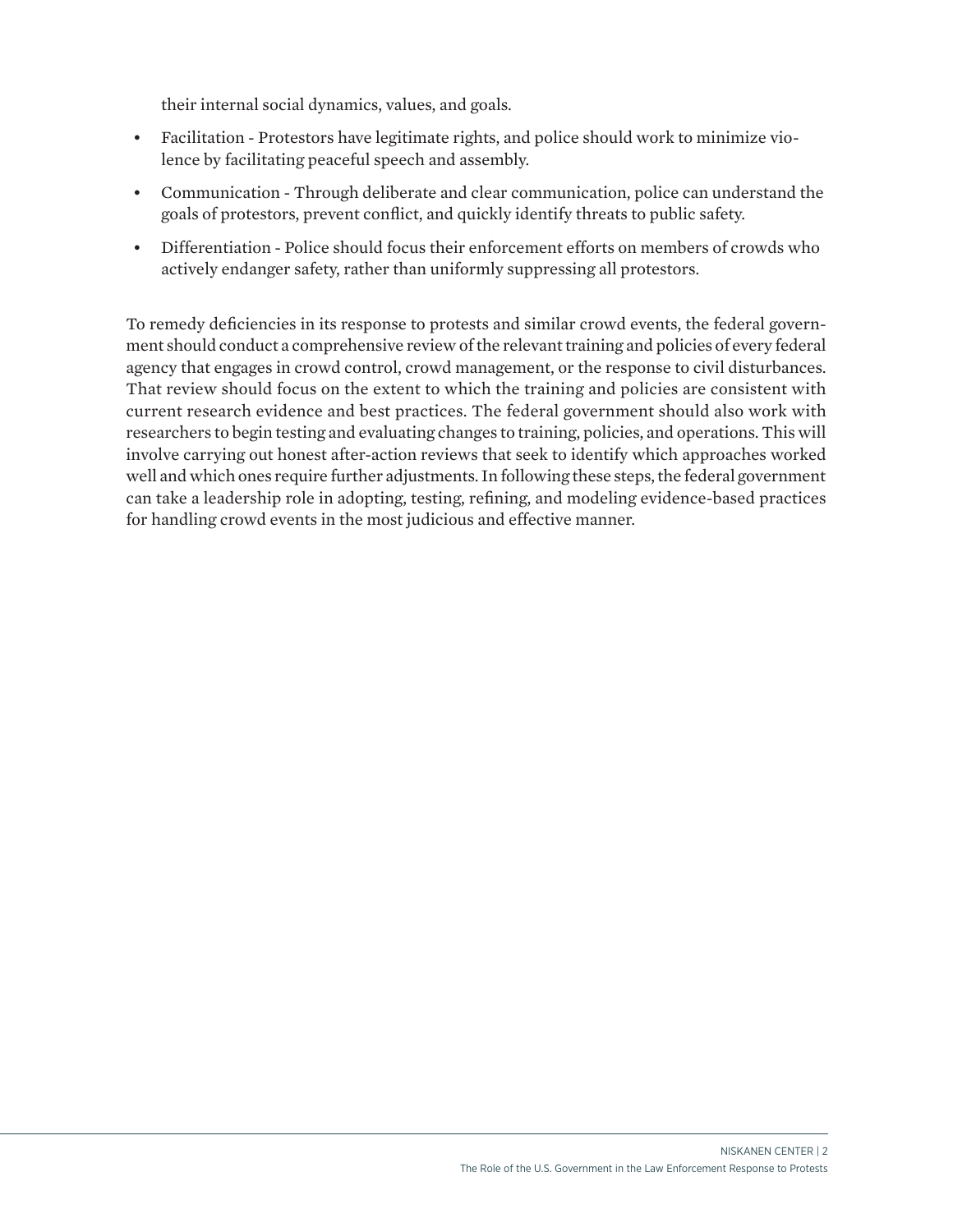their internal social dynamics, values, and goals.

- Facilitation - Protestors have legitimate rights, and police should work to minimize violence by facilitating peaceful speech and assembly.
- Communication - Through deliberate and clear communication, police can understand the goals of protestors, prevent conflict, and quickly identify threats to public safety.
- Differentiation - Police should focus their enforcement efforts on members of crowds who actively endanger safety, rather than uniformly suppressing all protestors.

To remedy deficiencies in its response to protests and similar crowd events, the federal government should conduct a comprehensive review of the relevant training and policies of every federal agency that engages in crowd control, crowd management, or the response to civil disturbances. That review should focus on the extent to which the training and policies are consistent with current research evidence and best practices. The federal government should also work with researchers to begin testing and evaluating changes to training, policies, and operations. This will involve carrying out honest after-action reviews that seek to identify which approaches worked well and which ones require further adjustments. In following these steps, the federal government can take a leadership role in adopting, testing, refining, and modeling evidence-based practices for handling crowd events in the most judicious and effective manner.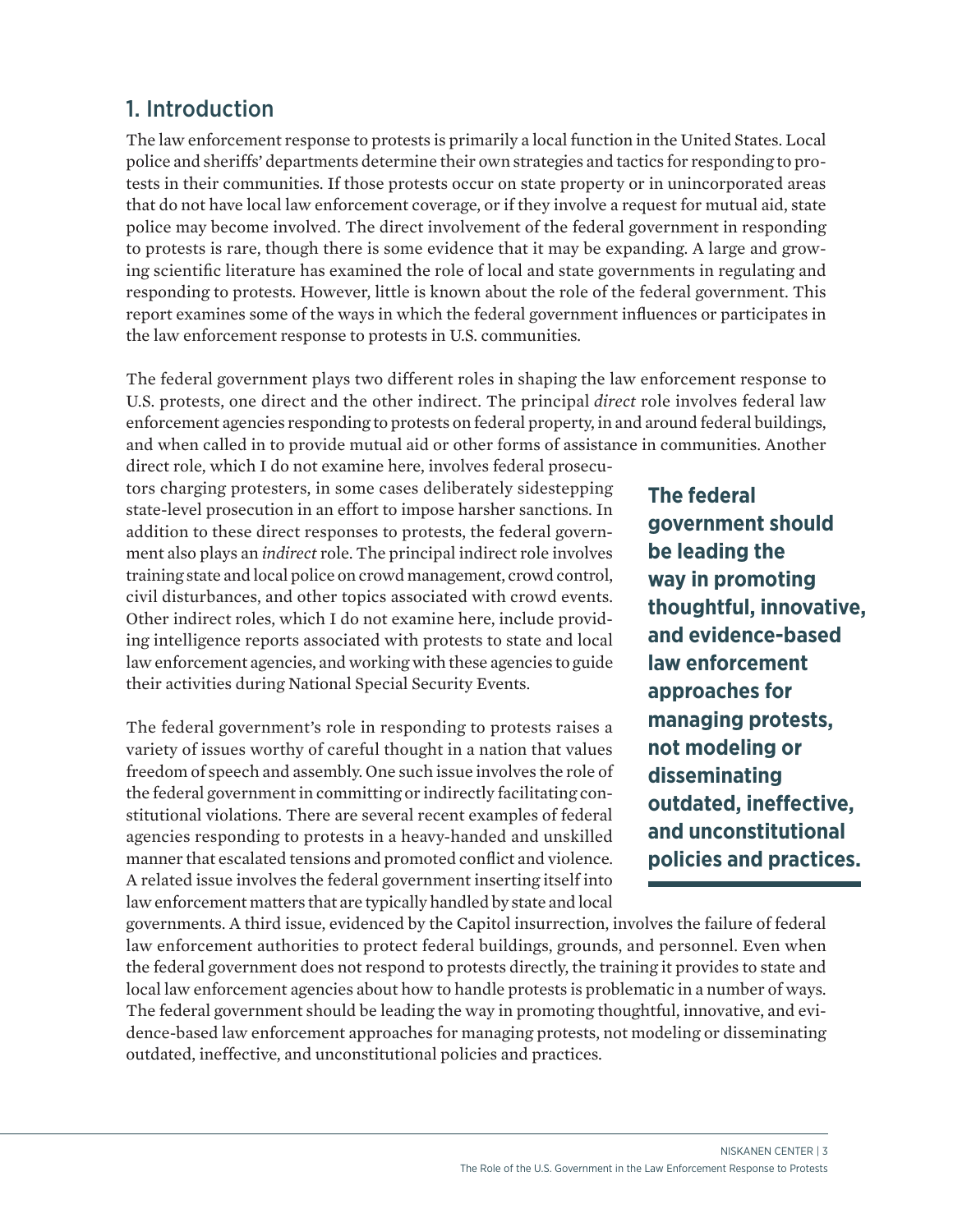## 1. Introduction

The law enforcement response to protests is primarily a local function in the United States. Local police and sheriffs' departments determine their own strategies and tactics for responding to protests in their communities. If those protests occur on state property or in unincorporated areas that do not have local law enforcement coverage, or if they involve a request for mutual aid, state police may become involved. The direct involvement of the federal government in responding to protests is rare, though there is some evidence that it may be expanding. A large and growing scientific literature has examined the role of local and state governments in regulating and responding to protests. However, little is known about the role of the federal government. This report examines some of the ways in which the federal government influences or participates in the law enforcement response to protests in U.S. communities.

The federal government plays two different roles in shaping the law enforcement response to U.S. protests, one direct and the other indirect. The principal *direct* role involves federal law enforcement agencies responding to protests on federal property, in and around federal buildings, and when called in to provide mutual aid or other forms of assistance in communities. Another direct role, which I do not examine here, involves federal prosecutors charging protesters, in some cases deliberately sidestepping state-level prosecution in an effort to impose harsher sanctions. In addition to these direct responses to protests, the federal government also plays an *indirect* role. The principal indirect role involves training state and local police on crowd management, crowd control, civil disturbances, and other topics associated with crowd events. Other indirect roles, which I do not examine here, include providing intelligence reports associated with protests to state and local law enforcement agencies, and working with these agencies to guide their activities during National Special Security Events.

**The federal government should be leading the way in promoting thoughtful, innovative, and evidence-based law enforcement approaches for managing protests, not modeling or disseminating outdated, ineffective, and unconstitutional policies and practices.**

The federal government's role in responding to protests raises a variety of issues worthy of careful thought in a nation that values freedom of speech and assembly. One such issue involves the role of the federal government in committing or indirectly facilitating constitutional violations. There are several recent examples of federal agencies responding to protests in a heavy-handed and unskilled manner that escalated tensions and promoted conflict and violence. A related issue involves the federal government inserting itself into law enforcement matters that are typically handled by state and local governments. A third issue, evidenced by the Capitol insurrection, involves the failure of federal law enforcement authorities to protect federal buildings, grounds, and personnel. Even when the federal government does not respond to protests directly, the training it provides to state and local law enforcement agencies about how to handle protests is problematic in a number of ways. The federal government should be leading the way in promoting thoughtful, innovative, and evidence-based law enforcement approaches for managing protests, not modeling or disseminating outdated, ineffective, and unconstitutional policies and practices.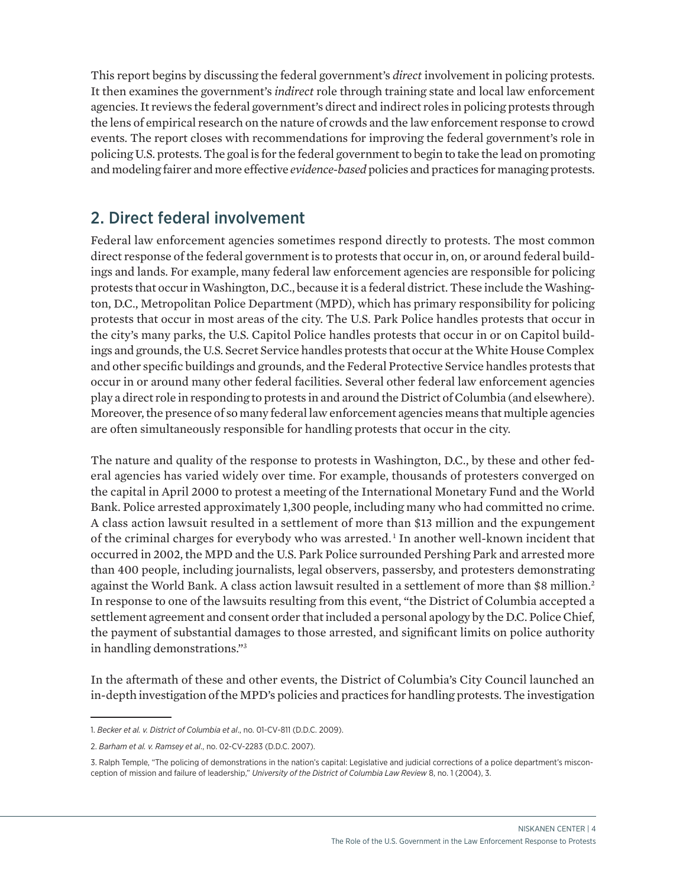This report begins by discussing the federal government's *direct* involvement in policing protests. It then examines the government's *indirect* role through training state and local law enforcement agencies. It reviews the federal government's direct and indirect roles in policing protests through the lens of empirical research on the nature of crowds and the law enforcement response to crowd events. The report closes with recommendations for improving the federal government's role in policing U.S. protests. The goal is for the federal government to begin to take the lead on promoting and modeling fairer and more effective *evidence-based* policies and practices for managing protests.

## 2. Direct federal involvement

Federal law enforcement agencies sometimes respond directly to protests. The most common direct response of the federal government is to protests that occur in, on, or around federal buildings and lands. For example, many federal law enforcement agencies are responsible for policing protests that occur in Washington, D.C., because it is a federal district. These include the Washington, D.C., Metropolitan Police Department (MPD), which has primary responsibility for policing protests that occur in most areas of the city. The U.S. Park Police handles protests that occur in the city's many parks, the U.S. Capitol Police handles protests that occur in or on Capitol buildings and grounds, the U.S. Secret Service handles protests that occur at the White House Complex and other specific buildings and grounds, and the Federal Protective Service handles protests that occur in or around many other federal facilities. Several other federal law enforcement agencies play a direct role in responding to protests in and around the District of Columbia (and elsewhere). Moreover, the presence of so many federal law enforcement agencies means that multiple agencies are often simultaneously responsible for handling protests that occur in the city.

The nature and quality of the response to protests in Washington, D.C., by these and other federal agencies has varied widely over time. For example, thousands of protesters converged on the capital in April 2000 to protest a meeting of the International Monetary Fund and the World Bank. Police arrested approximately 1,300 people, including many who had committed no crime. A class action lawsuit resulted in a settlement of more than $13 million and the expungement of the criminal charges for everybody who was arrested.[1] In another well-known incident that occurred in 2002, the MPD and the U.S. Park Police surrounded Pershing Park and arrested more than 400 people, including journalists, legal observers, passersby, and protesters demonstrating against the World Bank. A class action lawsuit resulted in a settlement of more than $8 million.[2] In response to one of the lawsuits resulting from this event, "the District of Columbia accepted a settlement agreement and consent order that included a personal apology by the D.C. Police Chief, the payment of substantial damages to those arrested, and significant limits on police authority in handling demonstrations."[3]

In the aftermath of these and other events, the District of Columbia's City Council launched an in-depth investigation of the MPD's policies and practices for handling protests. The investigation

---

1. *Becker et al. v. District of Columbia et al*., no. 01-CV-811 (D.D.C. 2009).

2. *Barham et al. v. Ramsey et al*., no. 02-CV-2283 (D.D.C. 2007).

3. Ralph Temple, "The policing of demonstrations in the nation's capital: Legislative and judicial corrections of a police department's misconception of mission and failure of leadership," *University of the District of Columbia Law Review* 8, no. 1 (2004), 3.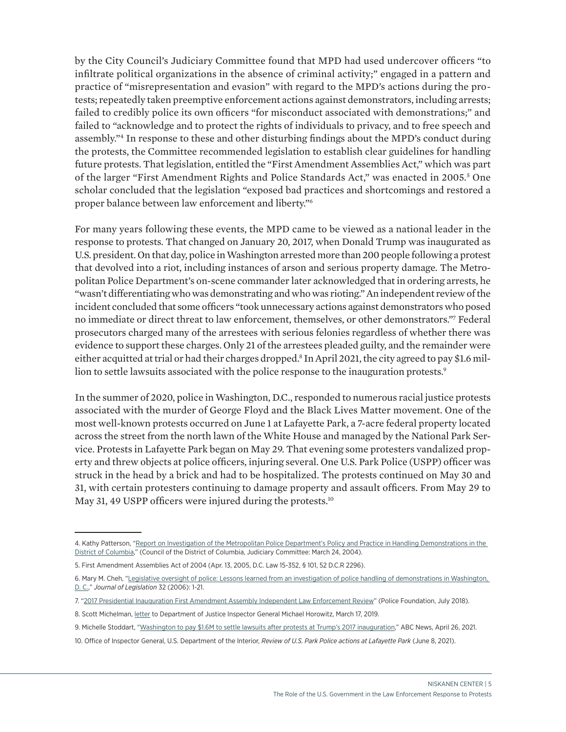by the City Council's Judiciary Committee found that MPD had used undercover officers "to infiltrate political organizations in the absence of criminal activity;" engaged in a pattern and practice of "misrepresentation and evasion" with regard to the MPD's actions during the protests; repeatedly taken preemptive enforcement actions against demonstrators, including arrests; failed to credibly police its own officers "for misconduct associated with demonstrations;" and failed to "acknowledge and to protect the rights of individuals to privacy, and to free speech and assembly."[4] In response to these and other disturbing findings about the MPD's conduct during the protests, the Committee recommended legislation to establish clear guidelines for handling future protests. That legislation, entitled the "First Amendment Assemblies Act," which was part of the larger "First Amendment Rights and Police Standards Act," was enacted in 2005.[5] One scholar concluded that the legislation "exposed bad practices and shortcomings and restored a proper balance between law enforcement and liberty."[6]

For many years following these events, the MPD came to be viewed as a national leader in the response to protests. That changed on January 20, 2017, when Donald Trump was inaugurated as U.S. president. On that day, police in Washington arrested more than 200 people following a protest that devolved into a riot, including instances of arson and serious property damage. The Metropolitan Police Department's on-scene commander later acknowledged that in ordering arrests, he "wasn't differentiating who was demonstrating and who was rioting." An independent review of the incident concluded that some officers "took unnecessary actions against demonstrators who posed no immediate or direct threat to law enforcement, themselves, or other demonstrators."[7] Federal prosecutors charged many of the arrestees with serious felonies regardless of whether there was evidence to support these charges. Only 21 of the arrestees pleaded guilty, and the remainder were either acquitted at trial or had their charges dropped.[8] In April 2021, the city agreed to pay $1.6 million to settle lawsuits associated with the police response to the inauguration protests.[9]

In the summer of 2020, police in Washington, D.C., responded to numerous racial justice protests associated with the murder of George Floyd and the Black Lives Matter movement. One of the most well-known protests occurred on June 1 at Lafayette Park, a 7-acre federal property located across the street from the north lawn of the White House and managed by the National Park Service. Protests in Lafayette Park began on May 29. That evening some protesters vandalized property and threw objects at police officers, injuring several. One U.S. Park Police (USPP) officer was struck in the head by a brick and had to be hospitalized. The protests continued on May 30 and 31, with certain protesters continuing to damage property and assault officers. From May 29 to May 31, 49 USPP officers were injured during the protests.[10]

---

4. Kathy Patterson, "Report on Investigation of the Metropolitan Police Department's Policy and Practice in Handling Demonstrations in the District of Columbia," (Council of the District of Columbia, Judiciary Committee: March 24, 2004).

5. First Amendment Assemblies Act of 2004 (Apr. 13, 2005, D.C. Law 15-352, § 101, 52 D.C.R 2296).

6. Mary M. Cheh, "Legislative oversight of police: Lessons learned from an investigation of police handling of demonstrations in Washington, D. C.," *Journal of Legislation* 32 (2006): 1-21.

7. "2017 Presidential Inauguration First Amendment Assembly Independent Law Enforcement Review" (Police Foundation, July 2018).

8. Scott Michelman, letter to Department of Justice Inspector General Michael Horowitz, March 17, 2019.

9. Michelle Stoddart, "Washington to pay $1.6M to settle lawsuits after protests at Trump's 2017 inauguration," ABC News, April 26, 2021.

10. Office of Inspector General, U.S. Department of the Interior, *Review of U.S. Park Police actions at Lafayette Park* (June 8, 2021).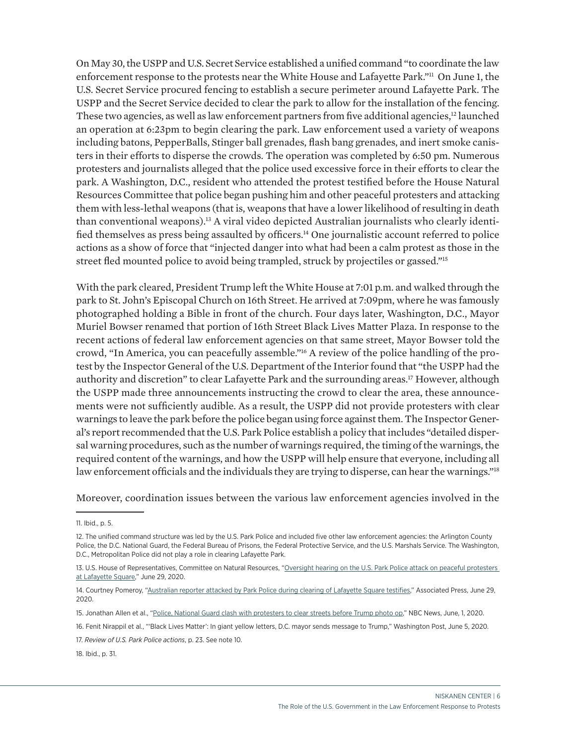On May 30, the USPP and U.S. Secret Service established a unified command "to coordinate the law enforcement response to the protests near the White House and Lafayette Park."[11] On June 1, the U.S. Secret Service procured fencing to establish a secure perimeter around Lafayette Park. The USPP and the Secret Service decided to clear the park to allow for the installation of the fencing. These two agencies, as well as law enforcement partners from five additional agencies,[12] launched an operation at 6:23pm to begin clearing the park. Law enforcement used a variety of weapons including batons, PepperBalls, Stinger ball grenades, flash bang grenades, and inert smoke canisters in their efforts to disperse the crowds. The operation was completed by 6:50 pm. Numerous protesters and journalists alleged that the police used excessive force in their efforts to clear the park. A Washington, D.C., resident who attended the protest testified before the House Natural Resources Committee that police began pushing him and other peaceful protesters and attacking them with less-lethal weapons (that is, weapons that have a lower likelihood of resulting in death than conventional weapons).[13] A viral video depicted Australian journalists who clearly identified themselves as press being assaulted by officers.[14] One journalistic account referred to police actions as a show of force that "injected danger into what had been a calm protest as those in the street fled mounted police to avoid being trampled, struck by projectiles or gassed."[15]

With the park cleared, President Trump left the White House at 7:01 p.m. and walked through the park to St. John's Episcopal Church on 16th Street. He arrived at 7:09pm, where he was famously photographed holding a Bible in front of the church. Four days later, Washington, D.C., Mayor Muriel Bowser renamed that portion of 16th Street Black Lives Matter Plaza. In response to the recent actions of federal law enforcement agencies on that same street, Mayor Bowser told the crowd, "In America, you can peacefully assemble."[16] A review of the police handling of the protest by the Inspector General of the U.S. Department of the Interior found that "the USPP had the authority and discretion" to clear Lafayette Park and the surrounding areas.[17] However, although the USPP made three announcements instructing the crowd to clear the area, these announcements were not sufficiently audible. As a result, the USPP did not provide protesters with clear warnings to leave the park before the police began using force against them. The Inspector General's report recommended that the U.S. Park Police establish a policy that includes "detailed dispersal warning procedures, such as the number of warnings required, the timing of the warnings, the required content of the warnings, and how the USPP will help ensure that everyone, including all law enforcement officials and the individuals they are trying to disperse, can hear the warnings."[18]

Moreover, coordination issues between the various law enforcement agencies involved in the

---

11. Ibid., p. 5.

12. The unified command structure was led by the U.S. Park Police and included five other law enforcement agencies: the Arlington County Police, the D.C. National Guard, the Federal Bureau of Prisons, the Federal Protective Service, and the U.S. Marshals Service. The Washington, D.C., Metropolitan Police did not play a role in clearing Lafayette Park.

13. U.S. House of Representatives, Committee on Natural Resources, "Oversight hearing on the U.S. Park Police attack on peaceful protesters at Lafayette Square," June 29, 2020.

14. Courtney Pomeroy, "Australian reporter attacked by Park Police during clearing of Lafayette Square testifies," Associated Press, June 29, 2020.

15. Jonathan Allen et al., "Police, National Guard clash with protesters to clear streets before Trump photo op," NBC News, June, 1, 2020.

16. Fenit Nirappil et al., "'Black Lives Matter': In giant yellow letters, D.C. mayor sends message to Trump," Washington Post, June 5, 2020.

17. *Review of U.S. Park Police actions*, p. 23. See note 10.

18. Ibid., p. 31.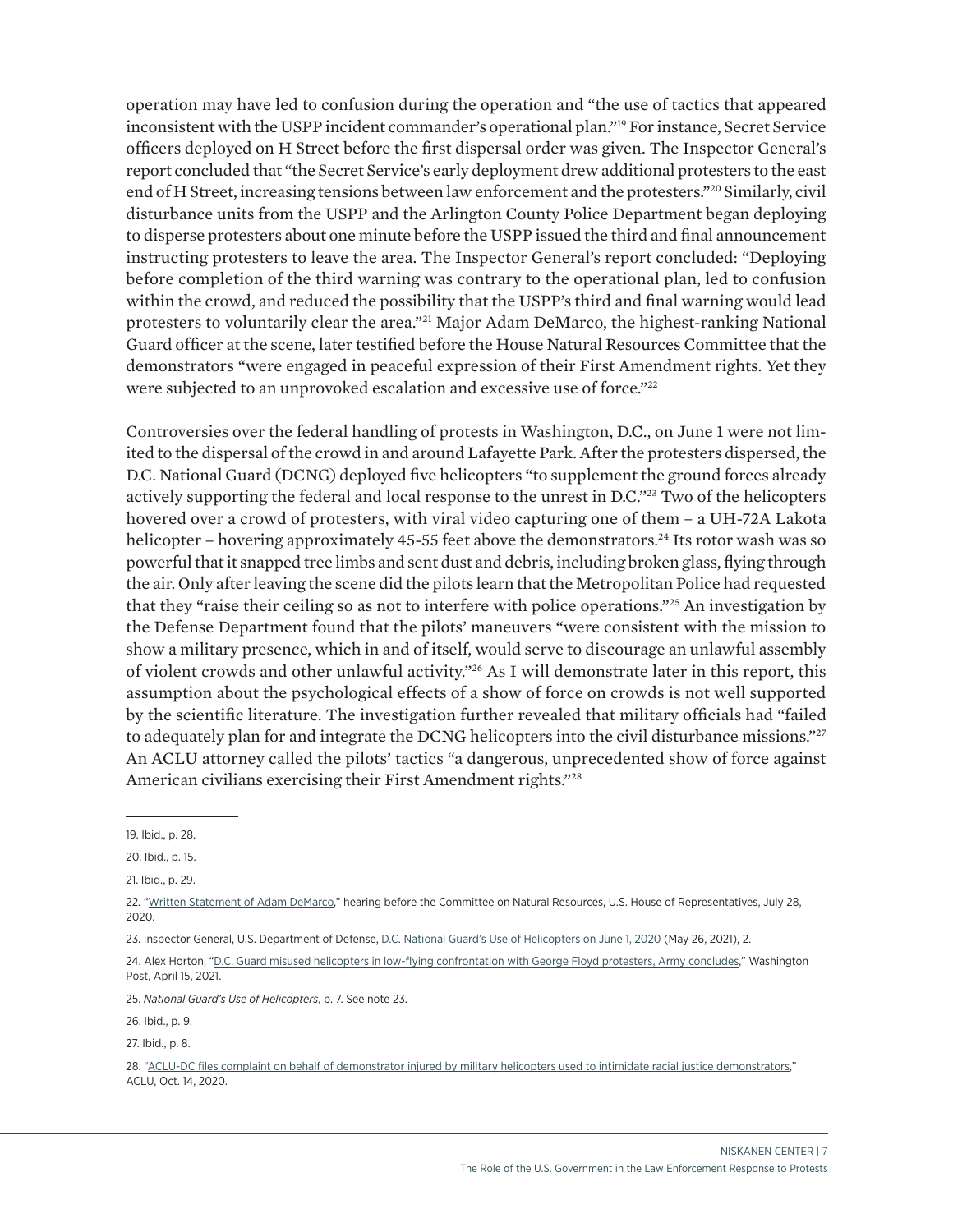operation may have led to confusion during the operation and "the use of tactics that appeared inconsistent with the USPP incident commander's operational plan."[19] For instance, Secret Service officers deployed on H Street before the first dispersal order was given. The Inspector General's report concluded that "the Secret Service's early deployment drew additional protesters to the east end of H Street, increasing tensions between law enforcement and the protesters."[20] Similarly, civil disturbance units from the USPP and the Arlington County Police Department began deploying to disperse protesters about one minute before the USPP issued the third and final announcement instructing protesters to leave the area. The Inspector General's report concluded: "Deploying before completion of the third warning was contrary to the operational plan, led to confusion within the crowd, and reduced the possibility that the USPP's third and final warning would lead protesters to voluntarily clear the area."[21] Major Adam DeMarco, the highest-ranking National Guard officer at the scene, later testified before the House Natural Resources Committee that the demonstrators "were engaged in peaceful expression of their First Amendment rights. Yet they were subjected to an unprovoked escalation and excessive use of force."[22]

Controversies over the federal handling of protests in Washington, D.C., on June 1 were not limited to the dispersal of the crowd in and around Lafayette Park. After the protesters dispersed, the D.C. National Guard (DCNG) deployed five helicopters "to supplement the ground forces already actively supporting the federal and local response to the unrest in D.C."[23] Two of the helicopters hovered over a crowd of protesters, with viral video capturing one of them – a UH-72A Lakota helicopter – hovering approximately 45-55 feet above the demonstrators.[24] Its rotor wash was so powerful that it snapped tree limbs and sent dust and debris, including broken glass, flying through the air. Only after leaving the scene did the pilots learn that the Metropolitan Police had requested that they "raise their ceiling so as not to interfere with police operations."[25] An investigation by the Defense Department found that the pilots' maneuvers "were consistent with the mission to show a military presence, which in and of itself, would serve to discourage an unlawful assembly of violent crowds and other unlawful activity."[26] As I will demonstrate later in this report, this assumption about the psychological effects of a show of force on crowds is not well supported by the scientific literature. The investigation further revealed that military officials had "failed to adequately plan for and integrate the DCNG helicopters into the civil disturbance missions."[27] An ACLU attorney called the pilots' tactics "a dangerous, unprecedented show of force against American civilians exercising their First Amendment rights."[28]

---

19. Ibid., p. 28.

20. Ibid., p. 15.

21. Ibid., p. 29.

22. "Written Statement of Adam DeMarco," hearing before the Committee on Natural Resources, U.S. House of Representatives, July 28, 2020.

23. Inspector General, U.S. Department of Defense, D.C. National Guard's Use of Helicopters on June 1, 2020 (May 26, 2021), 2.

24. Alex Horton, "D.C. Guard misused helicopters in low-flying confrontation with George Floyd protesters, Army concludes," Washington Post, April 15, 2021.

25. *National Guard's Use of Helicopters*, p. 7. See note 23.

26. Ibid., p. 9.

27. Ibid., p. 8.

28. "ACLU-DC files complaint on behalf of demonstrator injured by military helicopters used to intimidate racial justice demonstrators," ACLU, Oct. 14, 2020.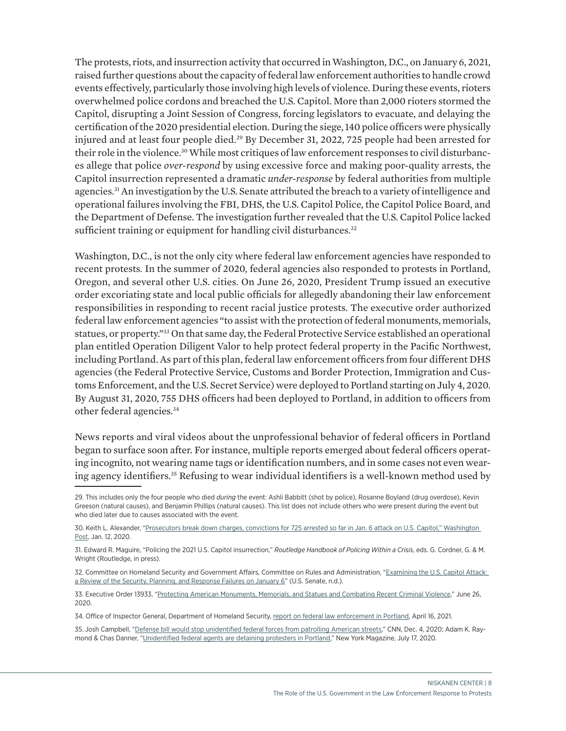The protests, riots, and insurrection activity that occurred in Washington, D.C., on January 6, 2021, raised further questions about the capacity of federal law enforcement authorities to handle crowd events effectively, particularly those involving high levels of violence. During these events, rioters overwhelmed police cordons and breached the U.S. Capitol. More than 2,000 rioters stormed the Capitol, disrupting a Joint Session of Congress, forcing legislators to evacuate, and delaying the certification of the 2020 presidential election. During the siege, 140 police officers were physically injured and at least four people died.[29] By December 31, 2022, 725 people had been arrested for their role in the violence.[30] While most critiques of law enforcement responses to civil disturbances allege that police *over-respond* by using excessive force and making poor-quality arrests, the Capitol insurrection represented a dramatic *under-response* by federal authorities from multiple agencies.[31] An investigation by the U.S. Senate attributed the breach to a variety of intelligence and operational failures involving the FBI, DHS, the U.S. Capitol Police, the Capitol Police Board, and the Department of Defense. The investigation further revealed that the U.S. Capitol Police lacked sufficient training or equipment for handling civil disturbances.[32]

Washington, D.C., is not the only city where federal law enforcement agencies have responded to recent protests. In the summer of 2020, federal agencies also responded to protests in Portland, Oregon, and several other U.S. cities. On June 26, 2020, President Trump issued an executive order excoriating state and local public officials for allegedly abandoning their law enforcement responsibilities in responding to recent racial justice protests. The executive order authorized federal law enforcement agencies "to assist with the protection of federal monuments, memorials, statues, or property."[33] On that same day, the Federal Protective Service established an operational plan entitled Operation Diligent Valor to help protect federal property in the Pacific Northwest, including Portland. As part of this plan, federal law enforcement officers from four different DHS agencies (the Federal Protective Service, Customs and Border Protection, Immigration and Customs Enforcement, and the U.S. Secret Service) were deployed to Portland starting on July 4, 2020. By August 31, 2020, 755 DHS officers had been deployed to Portland, in addition to officers from other federal agencies.[34]

News reports and viral videos about the unprofessional behavior of federal officers in Portland began to surface soon after. For instance, multiple reports emerged about federal officers operating incognito, not wearing name tags or identification numbers, and in some cases not even wearing agency identifiers.[35] Refusing to wear individual identifiers is a well-known method used by

---

29. This includes only the four people who died *during* the event: Ashli Babbitt (shot by police), Rosanne Boyland (drug overdose), Kevin Greeson (natural causes), and Benjamin Phillips (natural causes). This list does not include others who were present during the event but who died later due to causes associated with the event.

30. Keith L. Alexander, "Prosecutors break down charges, convictions for 725 arrested so far in Jan. 6 attack on U.S. Capitol," Washington Post, Jan. 12, 2020.

31. Edward R. Maguire, "Policing the 2021 U.S. Capitol insurrection," *Routledge Handbook of Policing Within a Crisis*, eds. G. Cordner, G. & M. Wright (Routledge, in press).

32. Committee on Homeland Security and Government Affairs, Committee on Rules and Administration, "Examining the U.S. Capitol Attack: a Review of the Security, Planning, and Response Failures on January 6" (U.S. Senate, n.d.).

33. Executive Order 13933, "Protecting American Monuments, Memorials, and Statues and Combating Recent Criminal Violence," June 26, 2020.

34. Office of Inspector General, Department of Homeland Security, report on federal law enforcement in Portland, April 16, 2021.

35. Josh Campbell, "Defense bill would stop unidentified federal forces from patrolling American streets," CNN, Dec. 4, 2020; Adam K. Raymond & Chas Danner, "Unidentified federal agents are detaining protesters in Portland," New York Magazine, July 17, 2020.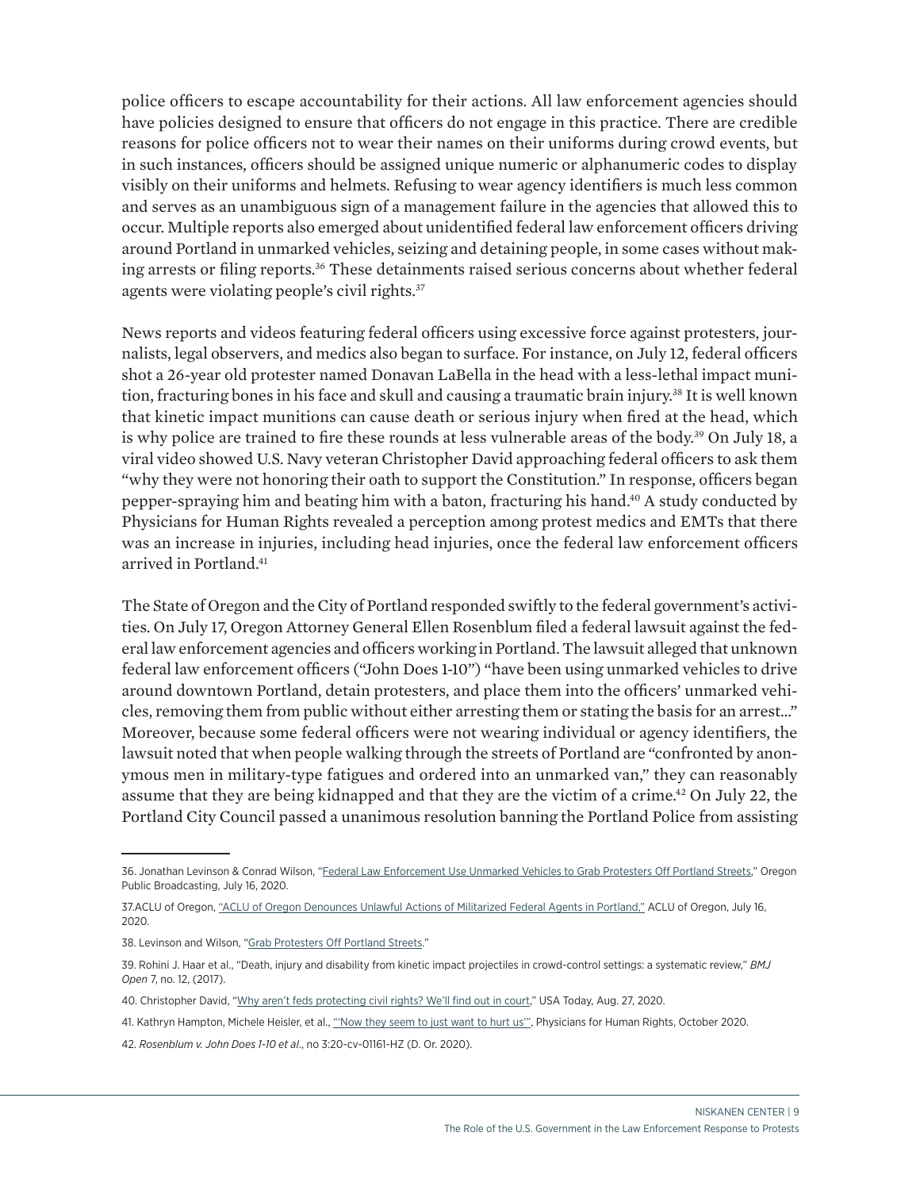police officers to escape accountability for their actions. All law enforcement agencies should have policies designed to ensure that officers do not engage in this practice. There are credible reasons for police officers not to wear their names on their uniforms during crowd events, but in such instances, officers should be assigned unique numeric or alphanumeric codes to display visibly on their uniforms and helmets. Refusing to wear agency identifiers is much less common and serves as an unambiguous sign of a management failure in the agencies that allowed this to occur. Multiple reports also emerged about unidentified federal law enforcement officers driving around Portland in unmarked vehicles, seizing and detaining people, in some cases without making arrests or filing reports.[36] These detainments raised serious concerns about whether federal agents were violating people's civil rights.[37]

News reports and videos featuring federal officers using excessive force against protesters, journalists, legal observers, and medics also began to surface. For instance, on July 12, federal officers shot a 26-year old protester named Donavan LaBella in the head with a less-lethal impact munition, fracturing bones in his face and skull and causing a traumatic brain injury.[38] It is well known that kinetic impact munitions can cause death or serious injury when fired at the head, which is why police are trained to fire these rounds at less vulnerable areas of the body.[39] On July 18, a viral video showed U.S. Navy veteran Christopher David approaching federal officers to ask them "why they were not honoring their oath to support the Constitution." In response, officers began pepper-spraying him and beating him with a baton, fracturing his hand.[40] A study conducted by Physicians for Human Rights revealed a perception among protest medics and EMTs that there was an increase in injuries, including head injuries, once the federal law enforcement officers arrived in Portland.[41]

The State of Oregon and the City of Portland responded swiftly to the federal government's activities. On July 17, Oregon Attorney General Ellen Rosenblum filed a federal lawsuit against the federal law enforcement agencies and officers working in Portland. The lawsuit alleged that unknown federal law enforcement officers ("John Does 1-10") "have been using unmarked vehicles to drive around downtown Portland, detain protesters, and place them into the officers' unmarked vehicles, removing them from public without either arresting them or stating the basis for an arrest..." Moreover, because some federal officers were not wearing individual or agency identifiers, the lawsuit noted that when people walking through the streets of Portland are "confronted by anonymous men in military-type fatigues and ordered into an unmarked van," they can reasonably assume that they are being kidnapped and that they are the victim of a crime.[42] On July 22, the Portland City Council passed a unanimous resolution banning the Portland Police from assisting

---

36. Jonathan Levinson & Conrad Wilson, "Federal Law Enforcement Use Unmarked Vehicles to Grab Protesters Off Portland Streets," Oregon Public Broadcasting, July 16, 2020.

37.ACLU of Oregon, "ACLU of Oregon Denounces Unlawful Actions of Militarized Federal Agents in Portland," ACLU of Oregon, July 16, 2020.

38. Levinson and Wilson, "Grab Protesters Off Portland Streets."

39. Rohini J. Haar et al., "Death, injury and disability from kinetic impact projectiles in crowd-control settings: a systematic review," *BMJ Open* 7, no. 12, (2017).

40. Christopher David, "Why aren't feds protecting civil rights? We'll find out in court," USA Today, Aug. 27, 2020.

41. Kathryn Hampton, Michele Heisler, et al., "'Now they seem to just want to hurt us'", Physicians for Human Rights, October 2020.

42. *Rosenblum v. John Does 1-10 et al*., no 3:20-cv-01161-HZ (D. Or. 2020).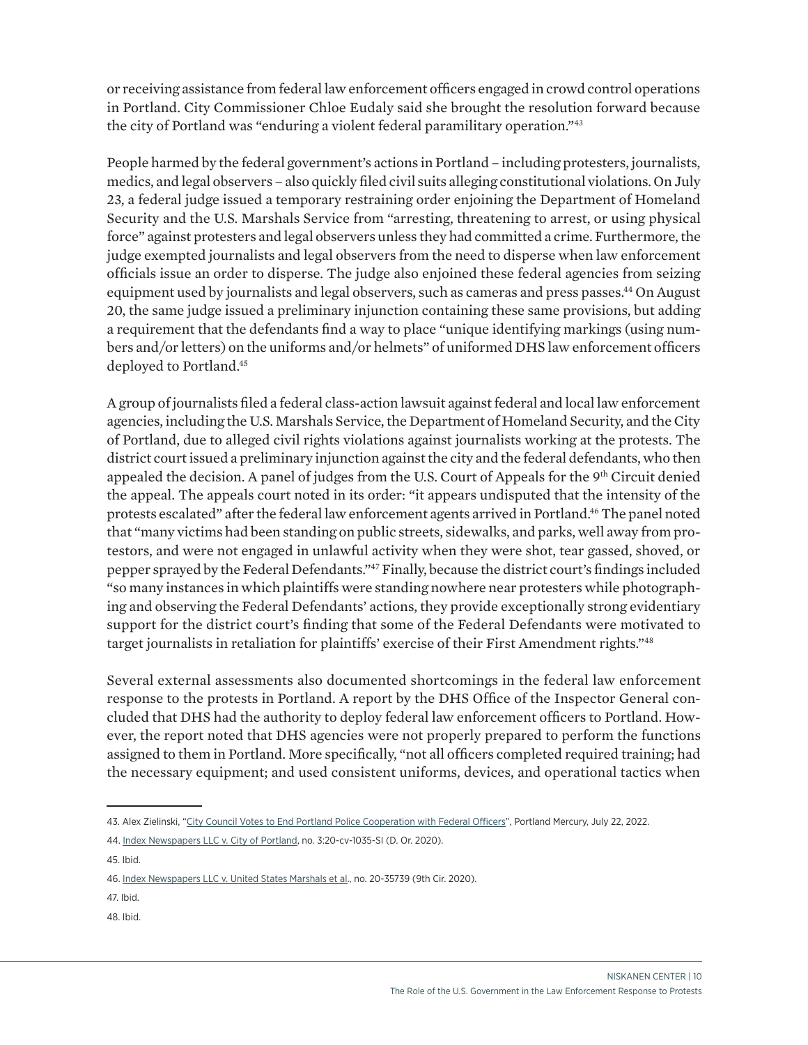or receiving assistance from federal law enforcement officers engaged in crowd control operations in Portland. City Commissioner Chloe Eudaly said she brought the resolution forward because the city of Portland was "enduring a violent federal paramilitary operation."[43]

People harmed by the federal government's actions in Portland – including protesters, journalists, medics, and legal observers – also quickly filed civil suits alleging constitutional violations. On July 23, a federal judge issued a temporary restraining order enjoining the Department of Homeland Security and the U.S. Marshals Service from "arresting, threatening to arrest, or using physical force" against protesters and legal observers unless they had committed a crime. Furthermore, the judge exempted journalists and legal observers from the need to disperse when law enforcement officials issue an order to disperse. The judge also enjoined these federal agencies from seizing equipment used by journalists and legal observers, such as cameras and press passes.[44] On August 20, the same judge issued a preliminary injunction containing these same provisions, but adding a requirement that the defendants find a way to place "unique identifying markings (using numbers and/or letters) on the uniforms and/or helmets" of uniformed DHS law enforcement officers deployed to Portland.[45]

A group of journalists filed a federal class-action lawsuit against federal and local law enforcement agencies, including the U.S. Marshals Service, the Department of Homeland Security, and the City of Portland, due to alleged civil rights violations against journalists working at the protests. The district court issued a preliminary injunction against the city and the federal defendants, who then appealed the decision. A panel of judges from the U.S. Court of Appeals for the 9th Circuit denied the appeal. The appeals court noted in its order: "it appears undisputed that the intensity of the protests escalated" after the federal law enforcement agents arrived in Portland.[46] The panel noted that "many victims had been standing on public streets, sidewalks, and parks, well away from protestors, and were not engaged in unlawful activity when they were shot, tear gassed, shoved, or pepper sprayed by the Federal Defendants."[47] Finally, because the district court's findings included "so many instances in which plaintiffs were standing nowhere near protesters while photographing and observing the Federal Defendants' actions, they provide exceptionally strong evidentiary support for the district court's finding that some of the Federal Defendants were motivated to target journalists in retaliation for plaintiffs' exercise of their First Amendment rights."[48]

Several external assessments also documented shortcomings in the federal law enforcement response to the protests in Portland. A report by the DHS Office of the Inspector General concluded that DHS had the authority to deploy federal law enforcement officers to Portland. However, the report noted that DHS agencies were not properly prepared to perform the functions assigned to them in Portland. More specifically, "not all officers completed required training; had the necessary equipment; and used consistent uniforms, devices, and operational tactics when

---

43. Alex Zielinski, "City Council Votes to End Portland Police Cooperation with Federal Officers", Portland Mercury, July 22, 2022.

44. Index Newspapers LLC v. City of Portland, no. 3:20-cv-1035-SI (D. Or. 2020).

45. Ibid.

46. Index Newspapers LLC v. United States Marshals et al., no. 20-35739 (9th Cir. 2020).

47. Ibid.

48. Ibid.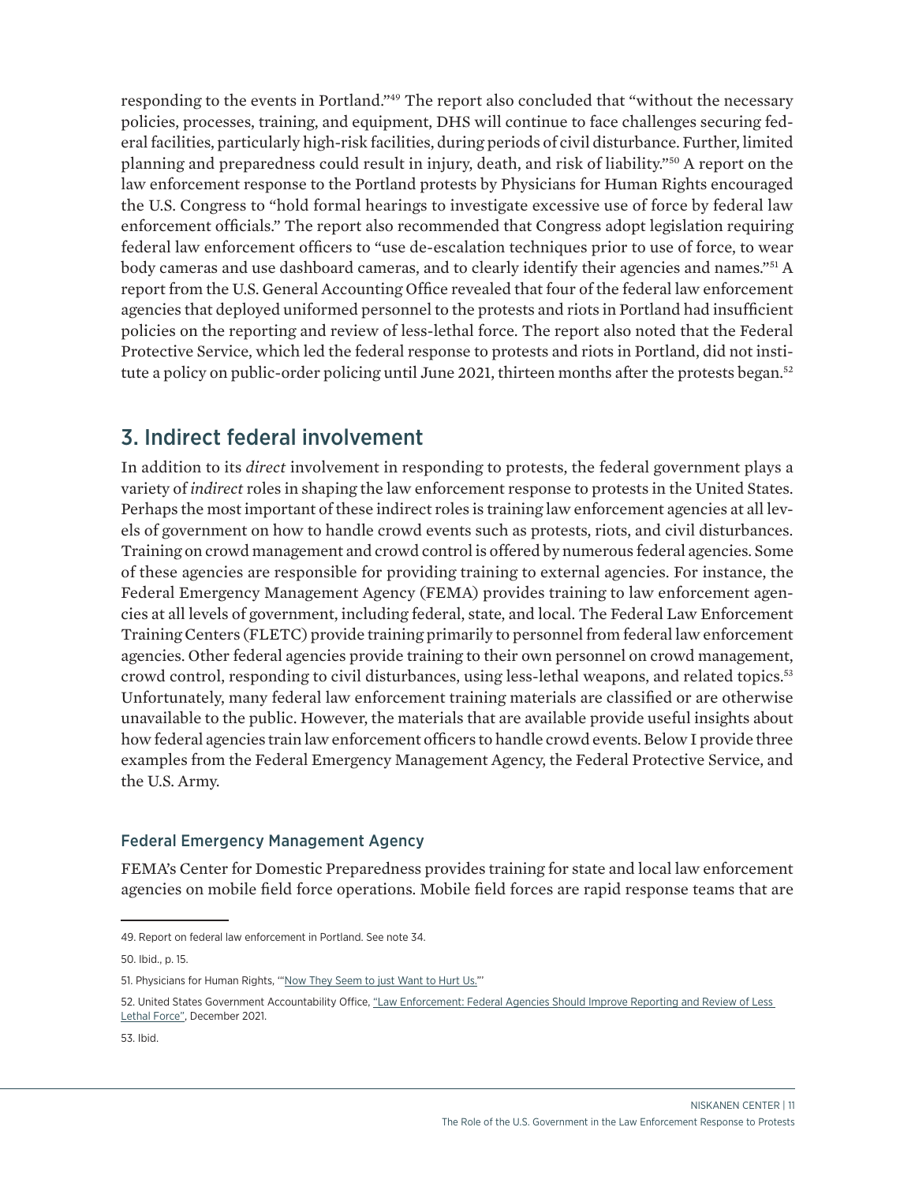responding to the events in Portland."[49] The report also concluded that "without the necessary policies, processes, training, and equipment, DHS will continue to face challenges securing federal facilities, particularly high-risk facilities, during periods of civil disturbance. Further, limited planning and preparedness could result in injury, death, and risk of liability."[50] A report on the law enforcement response to the Portland protests by Physicians for Human Rights encouraged the U.S. Congress to "hold formal hearings to investigate excessive use of force by federal law enforcement officials." The report also recommended that Congress adopt legislation requiring federal law enforcement officers to "use de-escalation techniques prior to use of force, to wear body cameras and use dashboard cameras, and to clearly identify their agencies and names."[51] A report from the U.S. General Accounting Office revealed that four of the federal law enforcement agencies that deployed uniformed personnel to the protests and riots in Portland had insufficient policies on the reporting and review of less-lethal force. The report also noted that the Federal Protective Service, which led the federal response to protests and riots in Portland, did not institute a policy on public-order policing until June 2021, thirteen months after the protests began.[52]

## 3. Indirect federal involvement

In addition to its *direct* involvement in responding to protests, the federal government plays a variety of *indirect* roles in shaping the law enforcement response to protests in the United States. Perhaps the most important of these indirect roles is training law enforcement agencies at all levels of government on how to handle crowd events such as protests, riots, and civil disturbances. Training on crowd management and crowd control is offered by numerous federal agencies. Some of these agencies are responsible for providing training to external agencies. For instance, the Federal Emergency Management Agency (FEMA) provides training to law enforcement agencies at all levels of government, including federal, state, and local. The Federal Law Enforcement Training Centers (FLETC) provide training primarily to personnel from federal law enforcement agencies. Other federal agencies provide training to their own personnel on crowd management, crowd control, responding to civil disturbances, using less-lethal weapons, and related topics.[53] Unfortunately, many federal law enforcement training materials are classified or are otherwise unavailable to the public. However, the materials that are available provide useful insights about how federal agencies train law enforcement officers to handle crowd events. Below I provide three examples from the Federal Emergency Management Agency, the Federal Protective Service, and the U.S. Army.

### Federal Emergency Management Agency

FEMA's Center for Domestic Preparedness provides training for state and local law enforcement agencies on mobile field force operations. Mobile field forces are rapid response teams that are

---

49. Report on federal law enforcement in Portland. See note 34.

50. Ibid., p. 15.

51. Physicians for Human Rights, '"Now They Seem to just Want to Hurt Us."'

52. United States Government Accountability Office, "Law Enforcement: Federal Agencies Should Improve Reporting and Review of Less Lethal Force", December 2021.

53. Ibid.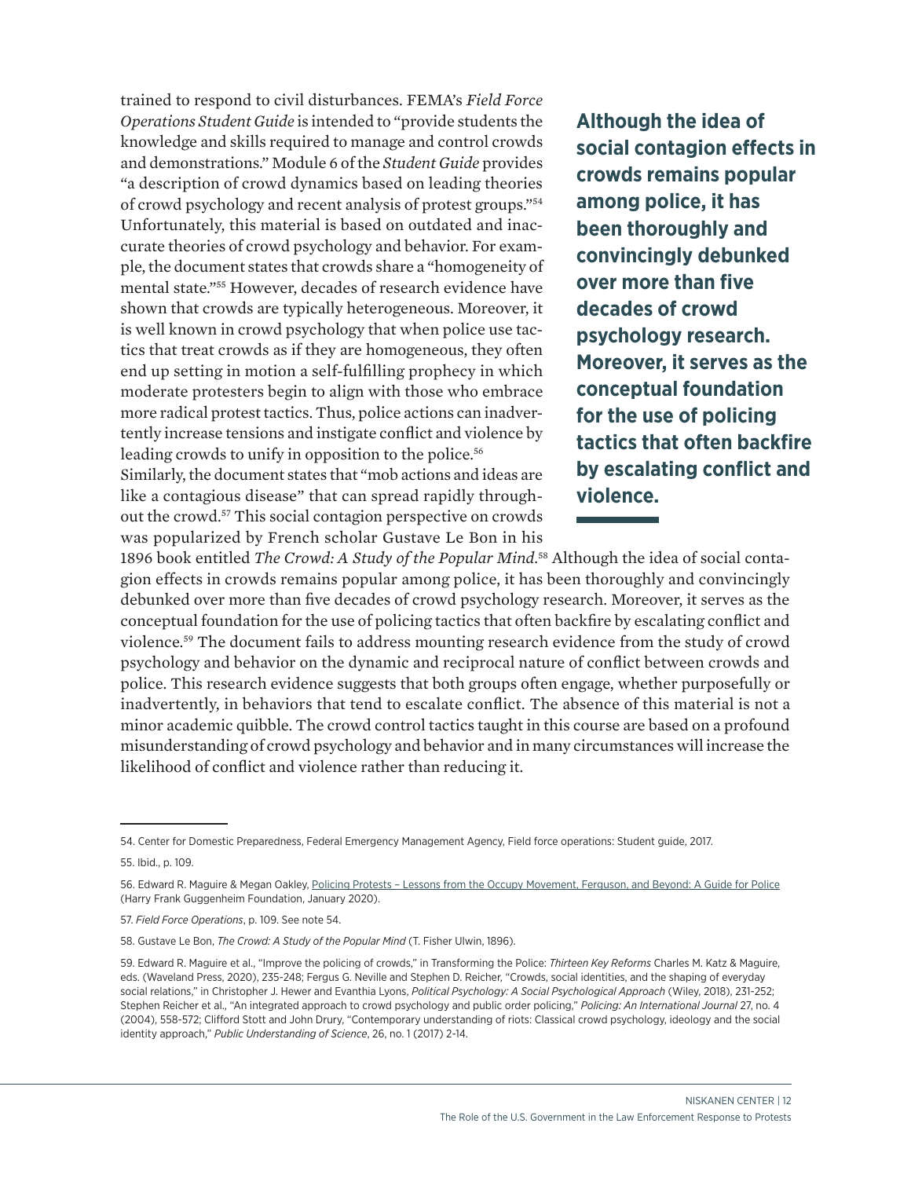trained to respond to civil disturbances. FEMA's *Field Force Operations Student Guide* is intended to "provide students the knowledge and skills required to manage and control crowds and demonstrations." Module 6 of the *Student Guide* provides "a description of crowd dynamics based on leading theories of crowd psychology and recent analysis of protest groups."[54] Unfortunately, this material is based on outdated and inaccurate theories of crowd psychology and behavior. For example, the document states that crowds share a "homogeneity of mental state."[55] However, decades of research evidence have shown that crowds are typically heterogeneous. Moreover, it is well known in crowd psychology that when police use tactics that treat crowds as if they are homogeneous, they often end up setting in motion a self-fulfilling prophecy in which moderate protesters begin to align with those who embrace more radical protest tactics. Thus, police actions can inadvertently increase tensions and instigate conflict and violence by leading crowds to unify in opposition to the police.[56]

**Although the idea of social contagion effects in crowds remains popular among police, it has been thoroughly and convincingly debunked over more than five decades of crowd psychology research. Moreover, it serves as the conceptual foundation for the use of policing tactics that often backfire by escalating conflict and violence.**

Similarly, the document states that "mob actions and ideas are like a contagious disease" that can spread rapidly throughout the crowd.[57] This social contagion perspective on crowds was popularized by French scholar Gustave Le Bon in his 1896 book entitled *The Crowd: A Study of the Popular Mind*.[58] Although the idea of social contagion effects in crowds remains popular among police, it has been thoroughly and convincingly debunked over more than five decades of crowd psychology research. Moreover, it serves as the conceptual foundation for the use of policing tactics that often backfire by escalating conflict and violence.[59] The document fails to address mounting research evidence from the study of crowd psychology and behavior on the dynamic and reciprocal nature of conflict between crowds and police. This research evidence suggests that both groups often engage, whether purposefully or inadvertently, in behaviors that tend to escalate conflict. The absence of this material is not a minor academic quibble. The crowd control tactics taught in this course are based on a profound misunderstanding of crowd psychology and behavior and in many circumstances will increase the likelihood of conflict and violence rather than reducing it.

---

54. Center for Domestic Preparedness, Federal Emergency Management Agency, Field force operations: Student guide, 2017.

55. Ibid., p. 109.

56. Edward R. Maguire & Megan Oakley, Policing Protests – Lessons from the Occupy Movement, Ferguson, and Beyond: A Guide for Police (Harry Frank Guggenheim Foundation, January 2020).

57. *Field Force Operations*, p. 109. See note 54.

58. Gustave Le Bon, *The Crowd: A Study of the Popular Mind* (T. Fisher Ulwin, 1896).

59. Edward R. Maguire et al., "Improve the policing of crowds," in Transforming the Police: *Thirteen Key Reforms* Charles M. Katz & Maguire, eds. (Waveland Press, 2020), 235-248; Fergus G. Neville and Stephen D. Reicher, "Crowds, social identities, and the shaping of everyday social relations," in Christopher J. Hewer and Evanthia Lyons, *Political Psychology: A Social Psychological Approach* (Wiley, 2018), 231-252; Stephen Reicher et al., "An integrated approach to crowd psychology and public order policing," *Policing: An International Journal* 27, no. 4 (2004), 558-572; Clifford Stott and John Drury, "Contemporary understanding of riots: Classical crowd psychology, ideology and the social identity approach," *Public Understanding of Science*, 26, no. 1 (2017) 2-14.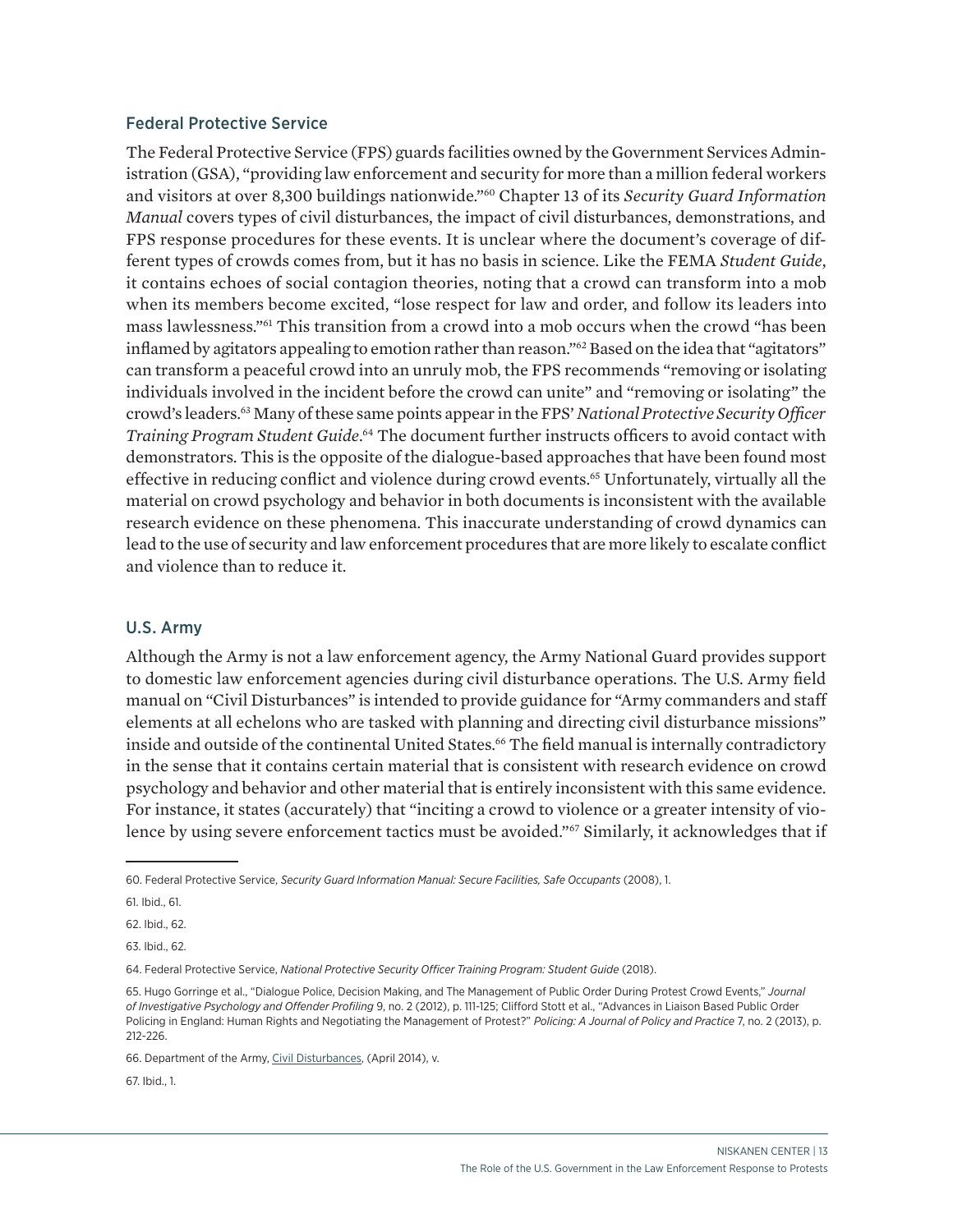## Federal Protective Service

The Federal Protective Service (FPS) guards facilities owned by the Government Services Administration (GSA), "providing law enforcement and security for more than a million federal workers and visitors at over 8,300 buildings nationwide."[60] Chapter 13 of its *Security Guard Information Manual* covers types of civil disturbances, the impact of civil disturbances, demonstrations, and FPS response procedures for these events. It is unclear where the document's coverage of different types of crowds comes from, but it has no basis in science. Like the FEMA *Student Guide*, it contains echoes of social contagion theories, noting that a crowd can transform into a mob when its members become excited, "lose respect for law and order, and follow its leaders into mass lawlessness."[61] This transition from a crowd into a mob occurs when the crowd "has been inflamed by agitators appealing to emotion rather than reason."[62] Based on the idea that "agitators" can transform a peaceful crowd into an unruly mob, the FPS recommends "removing or isolating individuals involved in the incident before the crowd can unite" and "removing or isolating" the crowd's leaders.[63] Many of these same points appear in the FPS' *National Protective Security Officer Training Program Student Guide*.[64] The document further instructs officers to avoid contact with demonstrators. This is the opposite of the dialogue-based approaches that have been found most effective in reducing conflict and violence during crowd events.[65] Unfortunately, virtually all the material on crowd psychology and behavior in both documents is inconsistent with the available research evidence on these phenomena. This inaccurate understanding of crowd dynamics can lead to the use of security and law enforcement procedures that are more likely to escalate conflict and violence than to reduce it.

## U.S. Army

Although the Army is not a law enforcement agency, the Army National Guard provides support to domestic law enforcement agencies during civil disturbance operations. The U.S. Army field manual on "Civil Disturbances" is intended to provide guidance for "Army commanders and staff elements at all echelons who are tasked with planning and directing civil disturbance missions" inside and outside of the continental United States.[66] The field manual is internally contradictory in the sense that it contains certain material that is consistent with research evidence on crowd psychology and behavior and other material that is entirely inconsistent with this same evidence. For instance, it states (accurately) that "inciting a crowd to violence or a greater intensity of violence by using severe enforcement tactics must be avoided."[67] Similarly, it acknowledges that if

---

60. Federal Protective Service, *Security Guard Information Manual: Secure Facilities, Safe Occupants* (2008), 1.

61. Ibid., 61.

62. Ibid., 62.

63. Ibid., 62.

64. Federal Protective Service, *National Protective Security Officer Training Program: Student Guide* (2018).

65. Hugo Gorringe et al., "Dialogue Police, Decision Making, and The Management of Public Order During Protest Crowd Events," *Journal of Investigative Psychology and Offender Profiling* 9, no. 2 (2012), p. 111-125; Clifford Stott et al., "Advances in Liaison Based Public Order Policing in England: Human Rights and Negotiating the Management of Protest?" *Policing: A Journal of Policy and Practice* 7, no. 2 (2013), p. 212-226.

66. Department of the Army, Civil Disturbances, (April 2014), v.

67. Ibid., 1.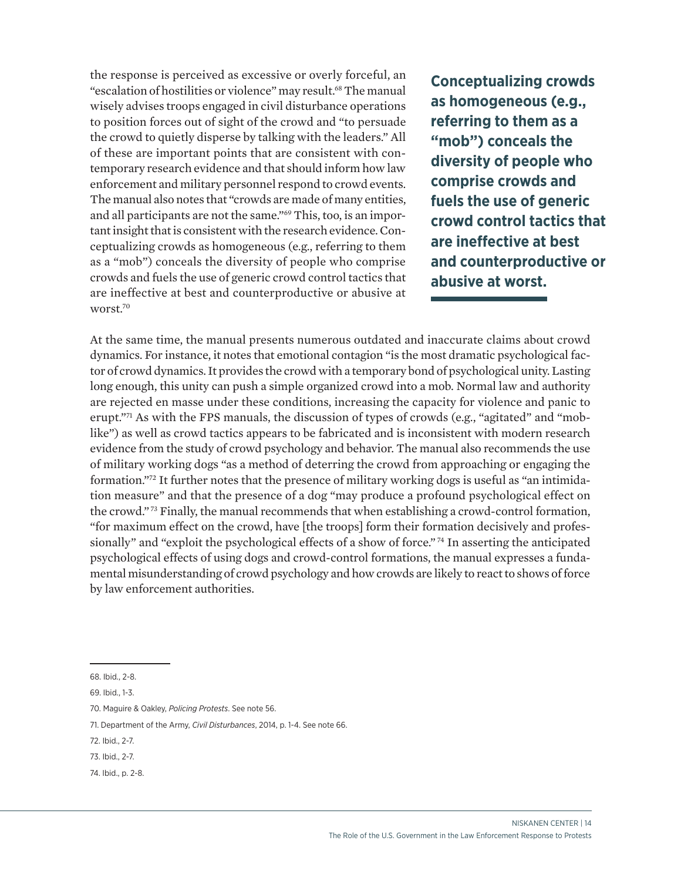the response is perceived as excessive or overly forceful, an "escalation of hostilities or violence" may result.[68] The manual wisely advises troops engaged in civil disturbance operations to position forces out of sight of the crowd and "to persuade the crowd to quietly disperse by talking with the leaders." All of these are important points that are consistent with contemporary research evidence and that should inform how law enforcement and military personnel respond to crowd events. The manual also notes that "crowds are made of many entities, and all participants are not the same."[69] This, too, is an important insight that is consistent with the research evidence. Conceptualizing crowds as homogeneous (e.g., referring to them as a "mob") conceals the diversity of people who comprise crowds and fuels the use of generic crowd control tactics that are ineffective at best and counterproductive or abusive at worst.[70]

**Conceptualizing crowds as homogeneous (e.g., referring to them as a "mob") conceals the diversity of people who comprise crowds and fuels the use of generic crowd control tactics that are ineffective at best and counterproductive or abusive at worst.**

At the same time, the manual presents numerous outdated and inaccurate claims about crowd dynamics. For instance, it notes that emotional contagion "is the most dramatic psychological factor of crowd dynamics. It provides the crowd with a temporary bond of psychological unity. Lasting long enough, this unity can push a simple organized crowd into a mob. Normal law and authority are rejected en masse under these conditions, increasing the capacity for violence and panic to erupt."[71] As with the FPS manuals, the discussion of types of crowds (e.g., "agitated" and "mob-like") as well as crowd tactics appears to be fabricated and is inconsistent with modern research evidence from the study of crowd psychology and behavior. The manual also recommends the use of military working dogs "as a method of deterring the crowd from approaching or engaging the formation."[72] It further notes that the presence of military working dogs is useful as "an intimidation measure" and that the presence of a dog "may produce a profound psychological effect on the crowd."[73] Finally, the manual recommends that when establishing a crowd-control formation, "for maximum effect on the crowd, have [the troops] form their formation decisively and professionally" and "exploit the psychological effects of a show of force."[74] In asserting the anticipated psychological effects of using dogs and crowd-control formations, the manual expresses a fundamental misunderstanding of crowd psychology and how crowds are likely to react to shows of force by law enforcement authorities.

---

68. Ibid., 2-8.

69. Ibid., 1-3.

70. Maguire & Oakley, *Policing Protests*. See note 56.

71. Department of the Army, *Civil Disturbances*, 2014, p. 1-4. See note 66.

72. Ibid., 2-7.

73. Ibid., 2-7.

74. Ibid., p. 2-8.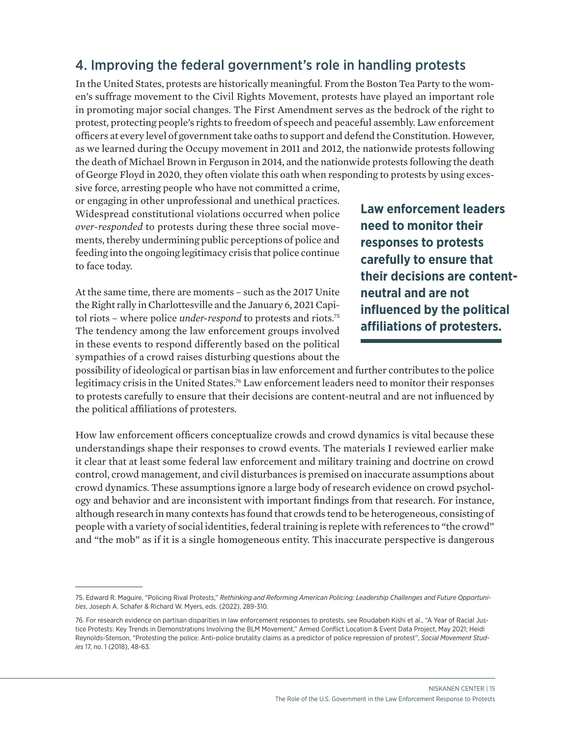## 4. Improving the federal government's role in handling protests

In the United States, protests are historically meaningful. From the Boston Tea Party to the women's suffrage movement to the Civil Rights Movement, protests have played an important role in promoting major social changes. The First Amendment serves as the bedrock of the right to protest, protecting people's rights to freedom of speech and peaceful assembly. Law enforcement officers at every level of government take oaths to support and defend the Constitution. However, as we learned during the Occupy movement in 2011 and 2012, the nationwide protests following the death of Michael Brown in Ferguson in 2014, and the nationwide protests following the death of George Floyd in 2020, they often violate this oath when responding to protests by using excessive force, arresting people who have not committed a crime, or engaging in other unprofessional and unethical practices. Widespread constitutional violations occurred when police *over-responded* to protests during these three social movements, thereby undermining public perceptions of police and feeding into the ongoing legitimacy crisis that police continue to face today.

**Law enforcement leaders need to monitor their responses to protests carefully to ensure that their decisions are content-neutral and are not influenced by the political affiliations of protesters.**

At the same time, there are moments – such as the 2017 Unite the Right rally in Charlottesville and the January 6, 2021 Capitol riots – where police *under-respond* to protests and riots.[75] The tendency among the law enforcement groups involved in these events to respond differently based on the political sympathies of a crowd raises disturbing questions about the possibility of ideological or partisan bias in law enforcement and further contributes to the police legitimacy crisis in the United States.[76] Law enforcement leaders need to monitor their responses to protests carefully to ensure that their decisions are content-neutral and are not influenced by the political affiliations of protesters.

How law enforcement officers conceptualize crowds and crowd dynamics is vital because these understandings shape their responses to crowd events. The materials I reviewed earlier make it clear that at least some federal law enforcement and military training and doctrine on crowd control, crowd management, and civil disturbances is premised on inaccurate assumptions about crowd dynamics. These assumptions ignore a large body of research evidence on crowd psychology and behavior and are inconsistent with important findings from that research. For instance, although research in many contexts has found that crowds tend to be heterogeneous, consisting of people with a variety of social identities, federal training is replete with references to "the crowd" and "the mob" as if it is a single homogeneous entity. This inaccurate perspective is dangerous

---

75. Edward R. Maguire, "Policing Rival Protests," *Rethinking and Reforming American Policing: Leadership Challenges and Future Opportunities*, Joseph A. Schafer & Richard W. Myers, eds. (2022), 289-310.

76. For research evidence on partisan disparities in law enforcement responses to protests, see Roudabeh Kishi et al., "A Year of Racial Justice Protests: Key Trends in Demonstrations Involving the BLM Movement," Armed Conflict Location & Event Data Project, May 2021; Heidi Reynolds-Stenson, "Protesting the police: Anti-police brutality claims as a predictor of police repression of protest", *Social Movement Studies* 17, no. 1 (2018), 48-63.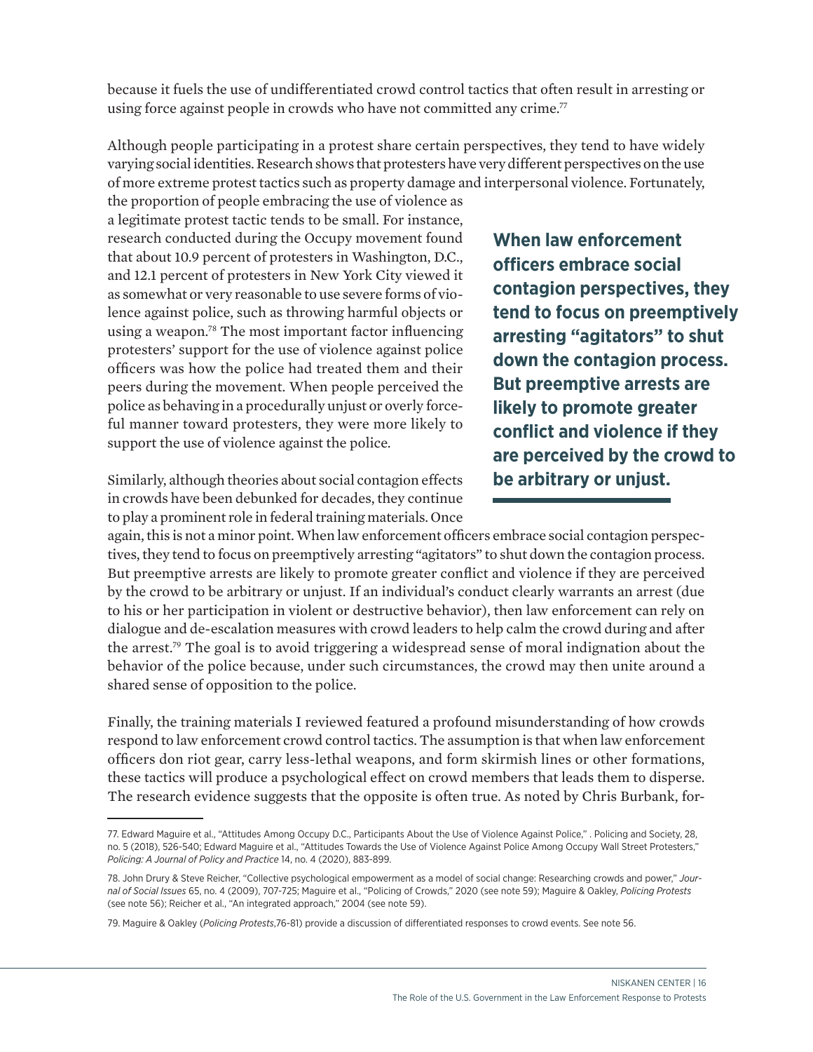because it fuels the use of undifferentiated crowd control tactics that often result in arresting or using force against people in crowds who have not committed any crime.[77]

Although people participating in a protest share certain perspectives, they tend to have widely varying social identities. Research shows that protesters have very different perspectives on the use of more extreme protest tactics such as property damage and interpersonal violence. Fortunately, the proportion of people embracing the use of violence as a legitimate protest tactic tends to be small. For instance, research conducted during the Occupy movement found that about 10.9 percent of protesters in Washington, D.C., and 12.1 percent of protesters in New York City viewed it as somewhat or very reasonable to use severe forms of violence against police, such as throwing harmful objects or using a weapon.[78] The most important factor influencing protesters' support for the use of violence against police officers was how the police had treated them and their peers during the movement. When people perceived the police as behaving in a procedurally unjust or overly forceful manner toward protesters, they were more likely to support the use of violence against the police.

**When law enforcement officers embrace social contagion perspectives, they tend to focus on preemptively arresting "agitators" to shut down the contagion process. But preemptive arrests are likely to promote greater conflict and violence if they are perceived by the crowd to be arbitrary or unjust.**

Similarly, although theories about social contagion effects in crowds have been debunked for decades, they continue to play a prominent role in federal training materials. Once again, this is not a minor point. When law enforcement officers embrace social contagion perspectives, they tend to focus on preemptively arresting "agitators" to shut down the contagion process. But preemptive arrests are likely to promote greater conflict and violence if they are perceived by the crowd to be arbitrary or unjust. If an individual's conduct clearly warrants an arrest (due to his or her participation in violent or destructive behavior), then law enforcement can rely on dialogue and de-escalation measures with crowd leaders to help calm the crowd during and after the arrest.[79] The goal is to avoid triggering a widespread sense of moral indignation about the behavior of the police because, under such circumstances, the crowd may then unite around a shared sense of opposition to the police.

Finally, the training materials I reviewed featured a profound misunderstanding of how crowds respond to law enforcement crowd control tactics. The assumption is that when law enforcement officers don riot gear, carry less-lethal weapons, and form skirmish lines or other formations, these tactics will produce a psychological effect on crowd members that leads them to disperse. The research evidence suggests that the opposite is often true. As noted by Chris Burbank, for-

---

77. Edward Maguire et al., "Attitudes Among Occupy D.C., Participants About the Use of Violence Against Police," . Policing and Society, 28, no. 5 (2018), 526-540; Edward Maguire et al., "Attitudes Towards the Use of Violence Against Police Among Occupy Wall Street Protesters," *Policing: A Journal of Policy and Practice* 14, no. 4 (2020), 883-899.

78. John Drury & Steve Reicher, "Collective psychological empowerment as a model of social change: Researching crowds and power," *Journal of Social Issues* 65, no. 4 (2009), 707-725; Maguire et al., "Policing of Crowds," 2020 (see note 59); Maguire & Oakley, *Policing Protests* (see note 56); Reicher et al., "An integrated approach," 2004 (see note 59).

79. Maguire & Oakley (*Policing Protests*,76-81) provide a discussion of differentiated responses to crowd events. See note 56.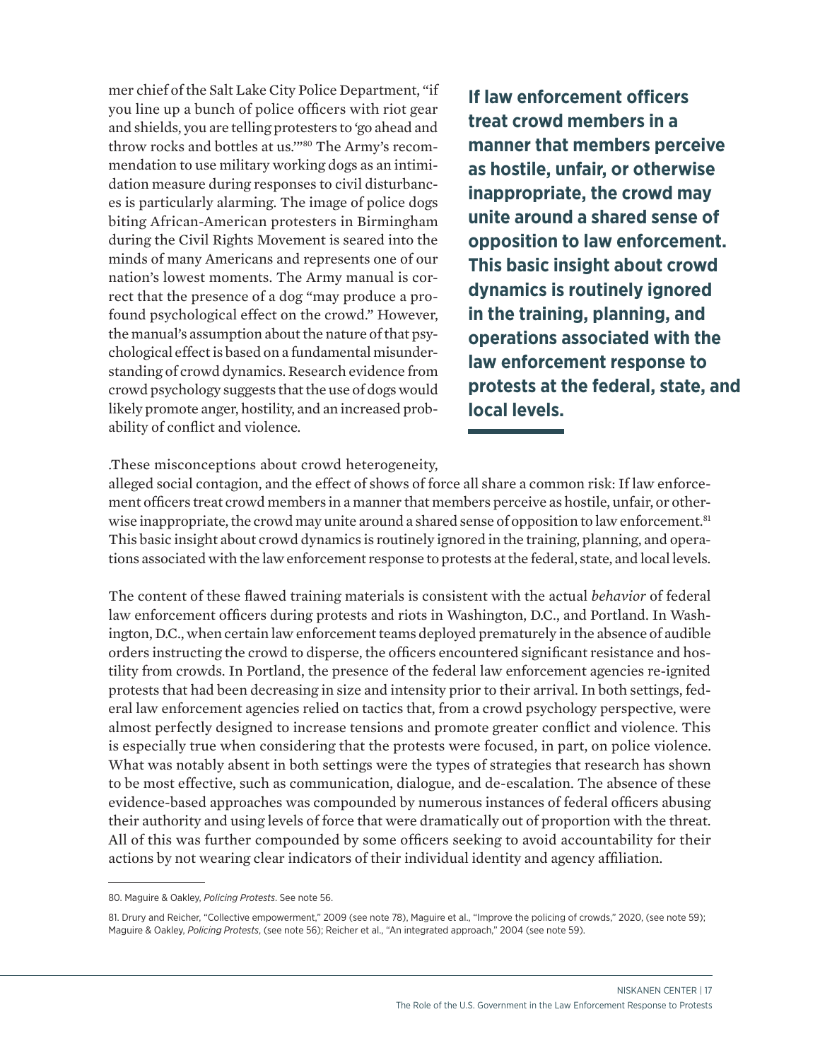mer chief of the Salt Lake City Police Department, "if you line up a bunch of police officers with riot gear and shields, you are telling protesters to 'go ahead and throw rocks and bottles at us.'"[80] The Army's recommendation to use military working dogs as an intimidation measure during responses to civil disturbances is particularly alarming. The image of police dogs biting African-American protesters in Birmingham during the Civil Rights Movement is seared into the minds of many Americans and represents one of our nation's lowest moments. The Army manual is correct that the presence of a dog "may produce a profound psychological effect on the crowd." However, the manual's assumption about the nature of that psychological effect is based on a fundamental misunderstanding of crowd dynamics. Research evidence from crowd psychology suggests that the use of dogs would likely promote anger, hostility, and an increased probability of conflict and violence.

**If law enforcement officers treat crowd members in a manner that members perceive as hostile, unfair, or otherwise inappropriate, the crowd may unite around a shared sense of opposition to law enforcement. This basic insight about crowd dynamics is routinely ignored in the training, planning, and operations associated with the law enforcement response to protests at the federal, state, and local levels.**

.These misconceptions about crowd heterogeneity, alleged social contagion, and the effect of shows of force all share a common risk: If law enforcement officers treat crowd members in a manner that members perceive as hostile, unfair, or otherwise inappropriate, the crowd may unite around a shared sense of opposition to law enforcement.[81] This basic insight about crowd dynamics is routinely ignored in the training, planning, and operations associated with the law enforcement response to protests at the federal, state, and local levels.

The content of these flawed training materials is consistent with the actual *behavior* of federal law enforcement officers during protests and riots in Washington, D.C., and Portland. In Washington, D.C., when certain law enforcement teams deployed prematurely in the absence of audible orders instructing the crowd to disperse, the officers encountered significant resistance and hostility from crowds. In Portland, the presence of the federal law enforcement agencies re-ignited protests that had been decreasing in size and intensity prior to their arrival. In both settings, federal law enforcement agencies relied on tactics that, from a crowd psychology perspective, were almost perfectly designed to increase tensions and promote greater conflict and violence. This is especially true when considering that the protests were focused, in part, on police violence. What was notably absent in both settings were the types of strategies that research has shown to be most effective, such as communication, dialogue, and de-escalation. The absence of these evidence-based approaches was compounded by numerous instances of federal officers abusing their authority and using levels of force that were dramatically out of proportion with the threat. All of this was further compounded by some officers seeking to avoid accountability for their actions by not wearing clear indicators of their individual identity and agency affiliation.

---

80. Maguire & Oakley, *Policing Protests*. See note 56.

81. Drury and Reicher, "Collective empowerment," 2009 (see note 78), Maguire et al., "Improve the policing of crowds," 2020, (see note 59); Maguire & Oakley, *Policing Protests*, (see note 56); Reicher et al., "An integrated approach," 2004 (see note 59).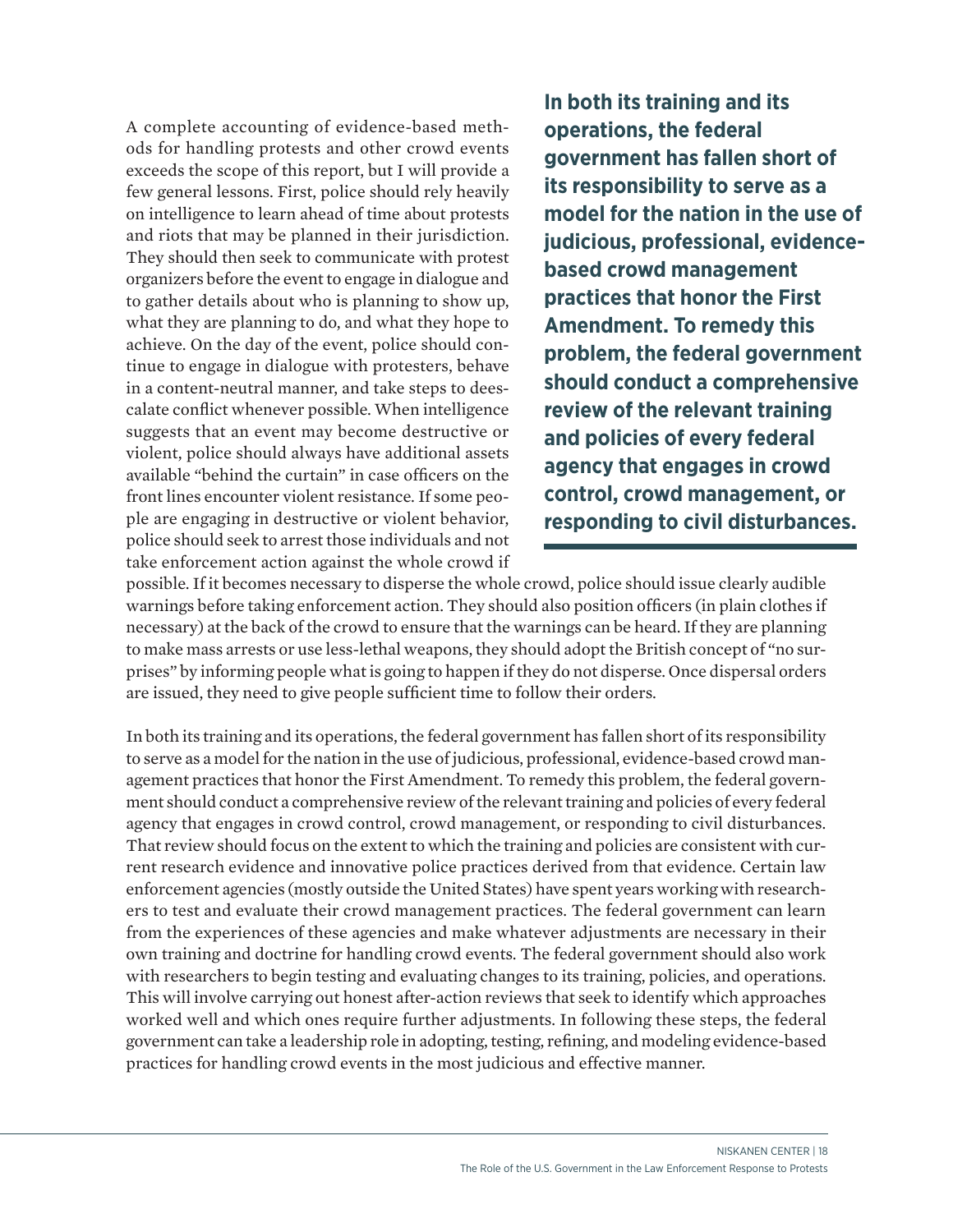A complete accounting of evidence-based methods for handling protests and other crowd events exceeds the scope of this report, but I will provide a few general lessons. First, police should rely heavily on intelligence to learn ahead of time about protests and riots that may be planned in their jurisdiction. They should then seek to communicate with protest organizers before the event to engage in dialogue and to gather details about who is planning to show up, what they are planning to do, and what they hope to achieve. On the day of the event, police should continue to engage in dialogue with protesters, behave in a content-neutral manner, and take steps to deescalate conflict whenever possible. When intelligence suggests that an event may become destructive or violent, police should always have additional assets available "behind the curtain" in case officers on the front lines encounter violent resistance. If some people are engaging in destructive or violent behavior, police should seek to arrest those individuals and not take enforcement action against the whole crowd if possible. If it becomes necessary to disperse the whole crowd, police should issue clearly audible warnings before taking enforcement action. They should also position officers (in plain clothes if necessary) at the back of the crowd to ensure that the warnings can be heard. If they are planning to make mass arrests or use less-lethal weapons, they should adopt the British concept of "no surprises" by informing people what is going to happen if they do not disperse. Once dispersal orders are issued, they need to give people sufficient time to follow their orders.

**In both its training and its operations, the federal government has fallen short of its responsibility to serve as a model for the nation in the use of judicious, professional, evidence-based crowd management practices that honor the First Amendment. To remedy this problem, the federal government should conduct a comprehensive review of the relevant training and policies of every federal agency that engages in crowd control, crowd management, or responding to civil disturbances.**

In both its training and its operations, the federal government has fallen short of its responsibility to serve as a model for the nation in the use of judicious, professional, evidence-based crowd management practices that honor the First Amendment. To remedy this problem, the federal government should conduct a comprehensive review of the relevant training and policies of every federal agency that engages in crowd control, crowd management, or responding to civil disturbances. That review should focus on the extent to which the training and policies are consistent with current research evidence and innovative police practices derived from that evidence. Certain law enforcement agencies (mostly outside the United States) have spent years working with researchers to test and evaluate their crowd management practices. The federal government can learn from the experiences of these agencies and make whatever adjustments are necessary in their own training and doctrine for handling crowd events. The federal government should also work with researchers to begin testing and evaluating changes to its training, policies, and operations. This will involve carrying out honest after-action reviews that seek to identify which approaches worked well and which ones require further adjustments. In following these steps, the federal government can take a leadership role in adopting, testing, refining, and modeling evidence-based practices for handling crowd events in the most judicious and effective manner.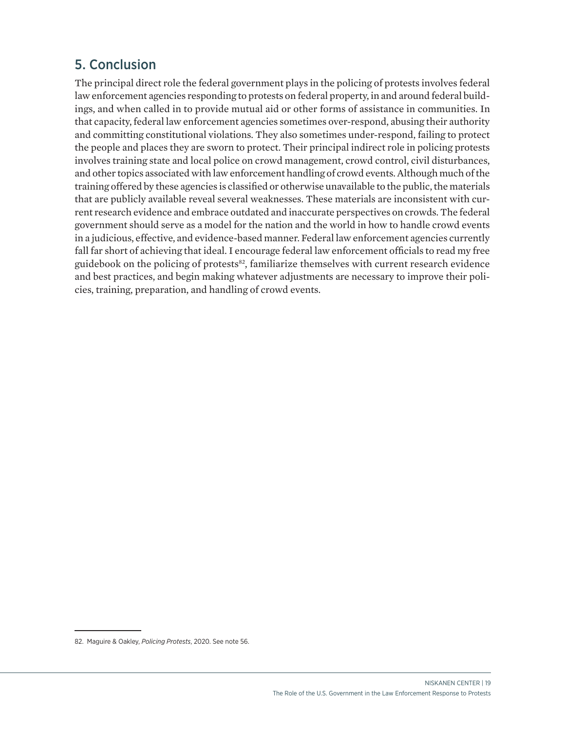## 5. Conclusion

The principal direct role the federal government plays in the policing of protests involves federal law enforcement agencies responding to protests on federal property, in and around federal buildings, and when called in to provide mutual aid or other forms of assistance in communities. In that capacity, federal law enforcement agencies sometimes over-respond, abusing their authority and committing constitutional violations. They also sometimes under-respond, failing to protect the people and places they are sworn to protect. Their principal indirect role in policing protests involves training state and local police on crowd management, crowd control, civil disturbances, and other topics associated with law enforcement handling of crowd events. Although much of the training offered by these agencies is classified or otherwise unavailable to the public, the materials that are publicly available reveal several weaknesses. These materials are inconsistent with current research evidence and embrace outdated and inaccurate perspectives on crowds. The federal government should serve as a model for the nation and the world in how to handle crowd events in a judicious, effective, and evidence-based manner. Federal law enforcement agencies currently fall far short of achieving that ideal. I encourage federal law enforcement officials to read my free guidebook on the policing of protests[82], familiarize themselves with current research evidence and best practices, and begin making whatever adjustments are necessary to improve their policies, training, preparation, and handling of crowd events.

---

82. Maguire & Oakley, *Policing Protests*, 2020. See note 56.